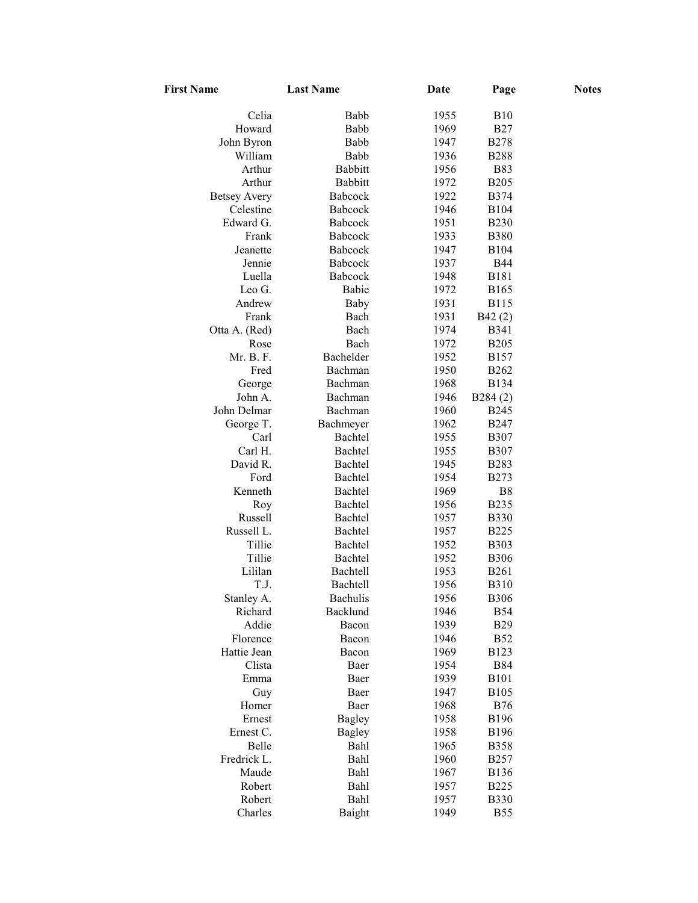| First Name | Last Name | Date | Page | Notes |
|---|---|---|---|---|
| Celia | Babb | 1955 | B10 | |
| Howard | Babb | 1969 | B27 | |
| John Byron | Babb | 1947 | B278 | |
| William | Babb | 1936 | B288 | |
| Arthur | Babbitt | 1956 | B83 | |
| Arthur | Babbitt | 1972 | B205 | |
| Betsey Avery | Babcock | 1922 | B374 | |
| Celestine | Babcock | 1946 | B104 | |
| Edward G. | Babcock | 1951 | B230 | |
| Frank | Babcock | 1933 | B380 | |
| Jeanette | Babcock | 1947 | B104 | |
| Jennie | Babcock | 1937 | B44 | |
| Luella | Babcock | 1948 | B181 | |
| Leo G. | Babie | 1972 | B165 | |
| Andrew | Baby | 1931 | B115 | |
| Frank | Bach | 1931 | B42 (2) | |
| Otta A. (Red) | Bach | 1974 | B341 | |
| Rose | Bach | 1972 | B205 | |
| Mr. B. F. | Bachelder | 1952 | B157 | |
| Fred | Bachman | 1950 | B262 | |
| George | Bachman | 1968 | B134 | |
| John A. | Bachman | 1946 | B284 (2) | |
| John Delmar | Bachman | 1960 | B245 | |
| George T. | Bachmeyer | 1962 | B247 | |
| Carl | Bachtel | 1955 | B307 | |
| Carl H. | Bachtel | 1955 | B307 | |
| David R. | Bachtel | 1945 | B283 | |
| Ford | Bachtel | 1954 | B273 | |
| Kenneth | Bachtel | 1969 | B8 | |
| Roy | Bachtel | 1956 | B235 | |
| Russell | Bachtel | 1957 | B330 | |
| Russell L. | Bachtel | 1957 | B225 | |
| Tillie | Bachtel | 1952 | B303 | |
| Tillie | Bachtel | 1952 | B306 | |
| Lililan | Bachtell | 1953 | B261 | |
| T.J. | Bachtell | 1956 | B310 | |
| Stanley A. | Bachulis | 1956 | B306 | |
| Richard | Backlund | 1946 | B54 | |
| Addie | Bacon | 1939 | B29 | |
| Florence | Bacon | 1946 | B52 | |
| Hattie Jean | Bacon | 1969 | B123 | |
| Clista | Baer | 1954 | B84 | |
| Emma | Baer | 1939 | B101 | |
| Guy | Baer | 1947 | B105 | |
| Homer | Baer | 1968 | B76 | |
| Ernest | Bagley | 1958 | B196 | |
| Ernest C. | Bagley | 1958 | B196 | |
| Belle | Bahl | 1965 | B358 | |
| Fredrick L. | Bahl | 1960 | B257 | |
| Maude | Bahl | 1967 | B136 | |
| Robert | Bahl | 1957 | B225 | |
| Robert | Bahl | 1957 | B330 | |
| Charles | Baight | 1949 | B55 | |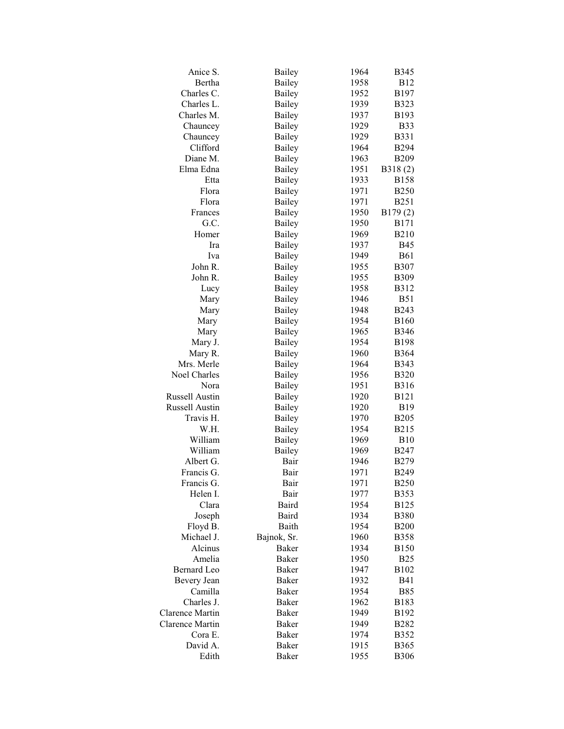| | | | |
|---|---|---|---|
| Anice S. | Bailey | 1964 | B345 |
| Bertha | Bailey | 1958 | B12 |
| Charles C. | Bailey | 1952 | B197 |
| Charles L. | Bailey | 1939 | B323 |
| Charles M. | Bailey | 1937 | B193 |
| Chauncey | Bailey | 1929 | B33 |
| Chauncey | Bailey | 1929 | B331 |
| Clifford | Bailey | 1964 | B294 |
| Diane M. | Bailey | 1963 | B209 |
| Elma Edna | Bailey | 1951 | B318 (2) |
| Etta | Bailey | 1933 | B158 |
| Flora | Bailey | 1971 | B250 |
| Flora | Bailey | 1971 | B251 |
| Frances | Bailey | 1950 | B179 (2) |
| G.C. | Bailey | 1950 | B171 |
| Homer | Bailey | 1969 | B210 |
| Ira | Bailey | 1937 | B45 |
| Iva | Bailey | 1949 | B61 |
| John R. | Bailey | 1955 | B307 |
| John R. | Bailey | 1955 | B309 |
| Lucy | Bailey | 1958 | B312 |
| Mary | Bailey | 1946 | B51 |
| Mary | Bailey | 1948 | B243 |
| Mary | Bailey | 1954 | B160 |
| Mary | Bailey | 1965 | B346 |
| Mary J. | Bailey | 1954 | B198 |
| Mary R. | Bailey | 1960 | B364 |
| Mrs. Merle | Bailey | 1964 | B343 |
| Noel Charles | Bailey | 1956 | B320 |
| Nora | Bailey | 1951 | B316 |
| Russell Austin | Bailey | 1920 | B121 |
| Russell Austin | Bailey | 1920 | B19 |
| Travis H. | Bailey | 1970 | B205 |
| W.H. | Bailey | 1954 | B215 |
| William | Bailey | 1969 | B10 |
| William | Bailey | 1969 | B247 |
| Albert G. | Bair | 1946 | B279 |
| Francis G. | Bair | 1971 | B249 |
| Francis G. | Bair | 1971 | B250 |
| Helen I. | Bair | 1977 | B353 |
| Clara | Baird | 1954 | B125 |
| Joseph | Baird | 1934 | B380 |
| Floyd B. | Baith | 1954 | B200 |
| Michael J. | Bajnok, Sr. | 1960 | B358 |
| Alcinus | Baker | 1934 | B150 |
| Amelia | Baker | 1950 | B25 |
| Bernard Leo | Baker | 1947 | B102 |
| Bevery Jean | Baker | 1932 | B41 |
| Camilla | Baker | 1954 | B85 |
| Charles J. | Baker | 1962 | B183 |
| Clarence Martin | Baker | 1949 | B192 |
| Clarence Martin | Baker | 1949 | B282 |
| Cora E. | Baker | 1974 | B352 |
| David A. | Baker | 1915 | B365 |
| Edith | Baker | 1955 | B306 |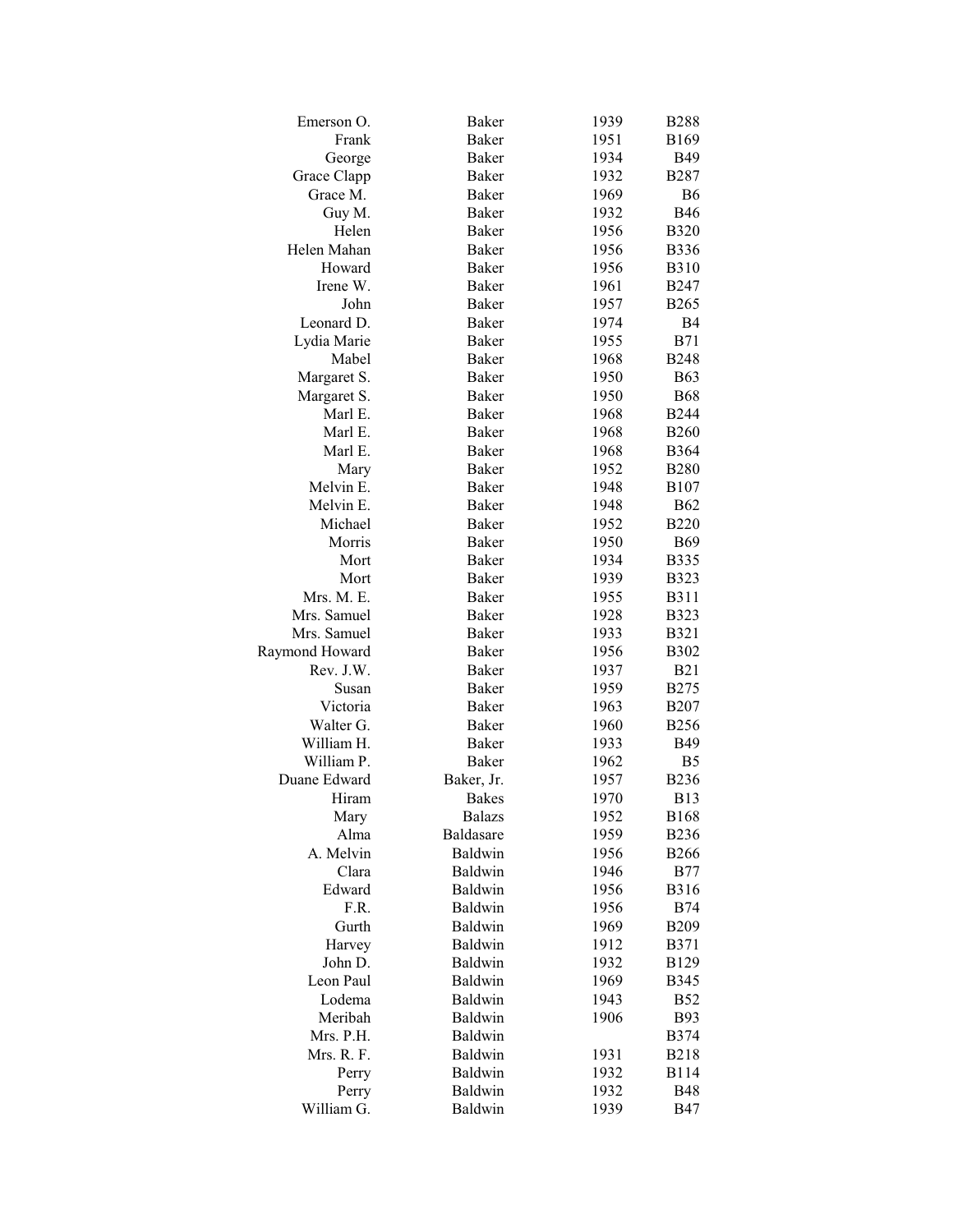| | | | |
|---|---|---|---|
| Emerson O. | Baker | 1939 | B288 |
| Frank | Baker | 1951 | B169 |
| George | Baker | 1934 | B49 |
| Grace Clapp | Baker | 1932 | B287 |
| Grace M. | Baker | 1969 | B6 |
| Guy M. | Baker | 1932 | B46 |
| Helen | Baker | 1956 | B320 |
| Helen Mahan | Baker | 1956 | B336 |
| Howard | Baker | 1956 | B310 |
| Irene W. | Baker | 1961 | B247 |
| John | Baker | 1957 | B265 |
| Leonard D. | Baker | 1974 | B4 |
| Lydia Marie | Baker | 1955 | B71 |
| Mabel | Baker | 1968 | B248 |
| Margaret S. | Baker | 1950 | B63 |
| Margaret S. | Baker | 1950 | B68 |
| Marl E. | Baker | 1968 | B244 |
| Marl E. | Baker | 1968 | B260 |
| Marl E. | Baker | 1968 | B364 |
| Mary | Baker | 1952 | B280 |
| Melvin E. | Baker | 1948 | B107 |
| Melvin E. | Baker | 1948 | B62 |
| Michael | Baker | 1952 | B220 |
| Morris | Baker | 1950 | B69 |
| Mort | Baker | 1934 | B335 |
| Mort | Baker | 1939 | B323 |
| Mrs. M. E. | Baker | 1955 | B311 |
| Mrs. Samuel | Baker | 1928 | B323 |
| Mrs. Samuel | Baker | 1933 | B321 |
| Raymond Howard | Baker | 1956 | B302 |
| Rev. J.W. | Baker | 1937 | B21 |
| Susan | Baker | 1959 | B275 |
| Victoria | Baker | 1963 | B207 |
| Walter G. | Baker | 1960 | B256 |
| William H. | Baker | 1933 | B49 |
| William P. | Baker | 1962 | B5 |
| Duane Edward | Baker, Jr. | 1957 | B236 |
| Hiram | Bakes | 1970 | B13 |
| Mary | Balazs | 1952 | B168 |
| Alma | Baldasare | 1959 | B236 |
| A. Melvin | Baldwin | 1956 | B266 |
| Clara | Baldwin | 1946 | B77 |
| Edward | Baldwin | 1956 | B316 |
| F.R. | Baldwin | 1956 | B74 |
| Gurth | Baldwin | 1969 | B209 |
| Harvey | Baldwin | 1912 | B371 |
| John D. | Baldwin | 1932 | B129 |
| Leon Paul | Baldwin | 1969 | B345 |
| Lodema | Baldwin | 1943 | B52 |
| Meribah | Baldwin | 1906 | B93 |
| Mrs. P.H. | Baldwin | | B374 |
| Mrs. R. F. | Baldwin | 1931 | B218 |
| Perry | Baldwin | 1932 | B114 |
| Perry | Baldwin | 1932 | B48 |
| William G. | Baldwin | 1939 | B47 |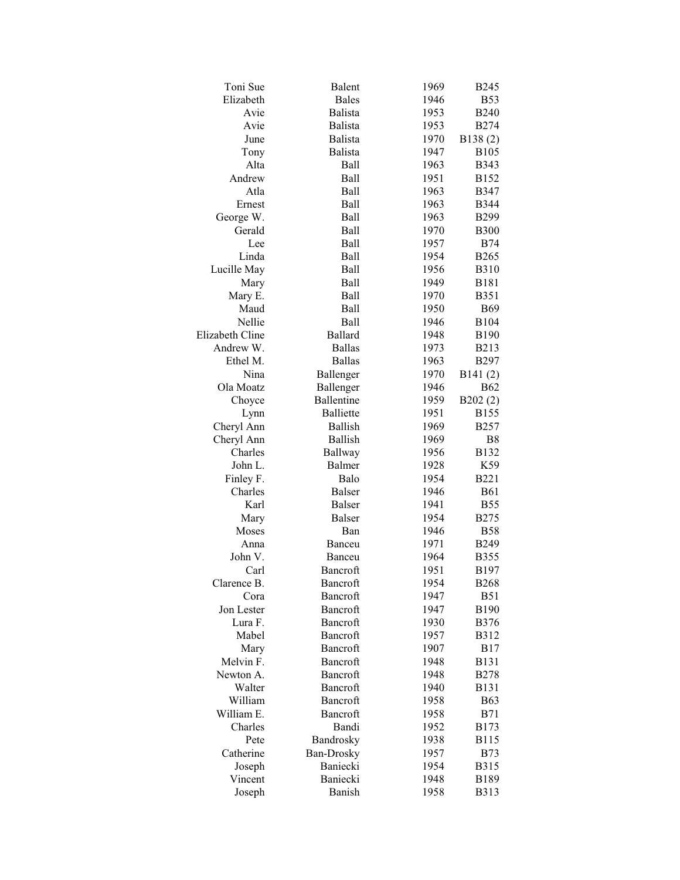| | | | |
|---|---|---|---|
| Toni Sue | Balent | 1969 | B245 |
| Elizabeth | Bales | 1946 | B53 |
| Avie | Balista | 1953 | B240 |
| Avie | Balista | 1953 | B274 |
| June | Balista | 1970 | B138 (2) |
| Tony | Balista | 1947 | B105 |
| Alta | Ball | 1963 | B343 |
| Andrew | Ball | 1951 | B152 |
| Atla | Ball | 1963 | B347 |
| Ernest | Ball | 1963 | B344 |
| George W. | Ball | 1963 | B299 |
| Gerald | Ball | 1970 | B300 |
| Lee | Ball | 1957 | B74 |
| Linda | Ball | 1954 | B265 |
| Lucille May | Ball | 1956 | B310 |
| Mary | Ball | 1949 | B181 |
| Mary E. | Ball | 1970 | B351 |
| Maud | Ball | 1950 | B69 |
| Nellie | Ball | 1946 | B104 |
| Elizabeth Cline | Ballard | 1948 | B190 |
| Andrew W. | Ballas | 1973 | B213 |
| Ethel M. | Ballas | 1963 | B297 |
| Nina | Ballenger | 1970 | B141 (2) |
| Ola Moatz | Ballenger | 1946 | B62 |
| Choyce | Ballentine | 1959 | B202 (2) |
| Lynn | Balliette | 1951 | B155 |
| Cheryl Ann | Ballish | 1969 | B257 |
| Cheryl Ann | Ballish | 1969 | B8 |
| Charles | Ballway | 1956 | B132 |
| John L. | Balmer | 1928 | K59 |
| Finley F. | Balo | 1954 | B221 |
| Charles | Balser | 1946 | B61 |
| Karl | Balser | 1941 | B55 |
| Mary | Balser | 1954 | B275 |
| Moses | Ban | 1946 | B58 |
| Anna | Banceu | 1971 | B249 |
| John V. | Banceu | 1964 | B355 |
| Carl | Bancroft | 1951 | B197 |
| Clarence B. | Bancroft | 1954 | B268 |
| Cora | Bancroft | 1947 | B51 |
| Jon Lester | Bancroft | 1947 | B190 |
| Lura F. | Bancroft | 1930 | B376 |
| Mabel | Bancroft | 1957 | B312 |
| Mary | Bancroft | 1907 | B17 |
| Melvin F. | Bancroft | 1948 | B131 |
| Newton A. | Bancroft | 1948 | B278 |
| Walter | Bancroft | 1940 | B131 |
| William | Bancroft | 1958 | B63 |
| William E. | Bancroft | 1958 | B71 |
| Charles | Bandi | 1952 | B173 |
| Pete | Bandrosky | 1938 | B115 |
| Catherine | Ban-Drosky | 1957 | B73 |
| Joseph | Baniecki | 1954 | B315 |
| Vincent | Baniecki | 1948 | B189 |
| Joseph | Banish | 1958 | B313 |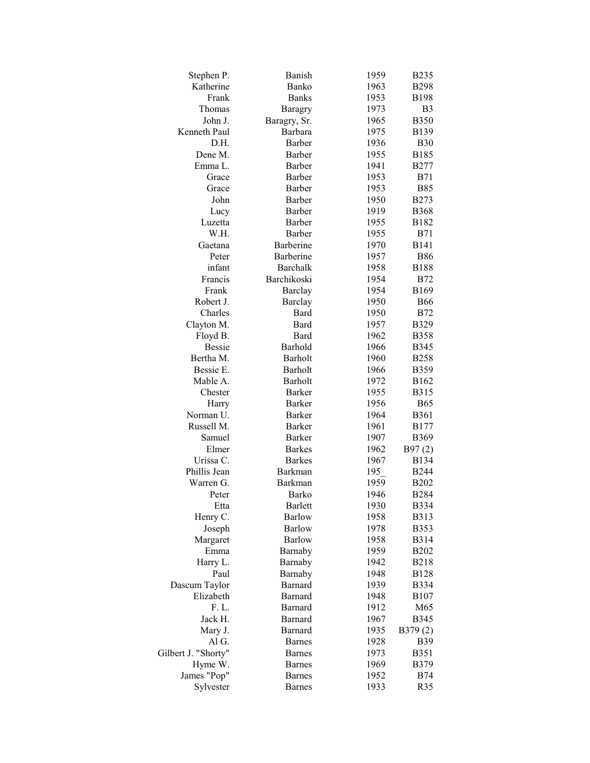| | | | |
|---|---|---|---|
| Stephen P. | Banish | 1959 | B235 |
| Katherine | Banko | 1963 | B298 |
| Frank | Banks | 1953 | B198 |
| Thomas | Baragry | 1973 | B3 |
| John J. | Baragry, Sr. | 1965 | B350 |
| Kenneth Paul | Barbara | 1975 | B139 |
| D.H. | Barber | 1936 | B30 |
| Dene M. | Barber | 1955 | B185 |
| Emma L. | Barber | 1941 | B277 |
| Grace | Barber | 1953 | B71 |
| Grace | Barber | 1953 | B85 |
| John | Barber | 1950 | B273 |
| Lucy | Barber | 1919 | B368 |
| Luzetta | Barber | 1955 | B182 |
| W.H. | Barber | 1955 | B71 |
| Gaetana | Barberine | 1970 | B141 |
| Peter | Barberine | 1957 | B86 |
| infant | Barchalk | 1958 | B188 |
| Francis | Barchikoski | 1954 | B72 |
| Frank | Barclay | 1954 | B169 |
| Robert J. | Barclay | 1950 | B66 |
| Charles | Bard | 1950 | B72 |
| Clayton M. | Bard | 1957 | B329 |
| Floyd B. | Bard | 1962 | B358 |
| Bessie | Barhold | 1966 | B345 |
| Bertha M. | Barholt | 1960 | B258 |
| Bessie E. | Barholt | 1966 | B359 |
| Mable A. | Barholt | 1972 | B162 |
| Chester | Barker | 1955 | B315 |
| Harry | Barker | 1956 | B65 |
| Norman U. | Barker | 1964 | B361 |
| Russell M. | Barker | 1961 | B177 |
| Samuel | Barker | 1907 | B369 |
| Elmer | Barkes | 1962 | B97 (2) |
| Urissa C. | Barkes | 1967 | B134 |
| Phillis Jean | Barkman | 195_ | B244 |
| Warren G. | Barkman | 1959 | B202 |
| Peter | Barko | 1946 | B284 |
| Etta | Barlett | 1930 | B334 |
| Henry C. | Barlow | 1958 | B313 |
| Joseph | Barlow | 1978 | B353 |
| Margaret | Barlow | 1958 | B314 |
| Emma | Barnaby | 1959 | B202 |
| Harry L. | Barnaby | 1942 | B218 |
| Paul | Barnaby | 1948 | B128 |
| Dascum Taylor | Barnard | 1939 | B334 |
| Elizabeth | Barnard | 1948 | B107 |
| F. L. | Barnard | 1912 | M65 |
| Jack H. | Barnard | 1967 | B345 |
| Mary J. | Barnard | 1935 | B379 (2) |
| Al G. | Barnes | 1928 | B39 |
| Gilbert J. "Shorty" | Barnes | 1973 | B351 |
| Hyme W. | Barnes | 1969 | B379 |
| James "Pop" | Barnes | 1952 | B74 |
| Sylvester | Barnes | 1933 | R35 |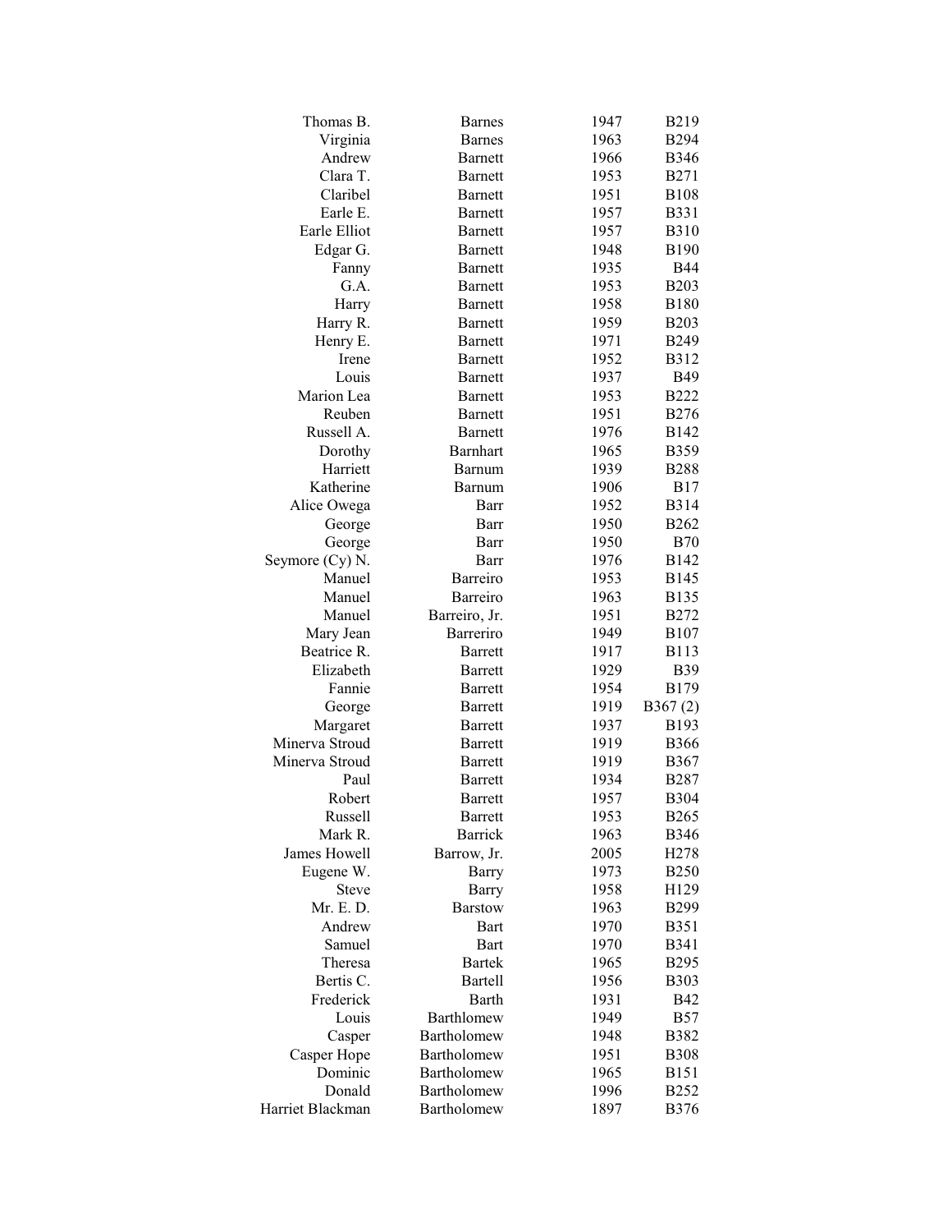| | | | |
|---|---|---|---|
| Thomas B. | Barnes | 1947 | B219 |
| Virginia | Barnes | 1963 | B294 |
| Andrew | Barnett | 1966 | B346 |
| Clara T. | Barnett | 1953 | B271 |
| Claribel | Barnett | 1951 | B108 |
| Earle E. | Barnett | 1957 | B331 |
| Earle Elliot | Barnett | 1957 | B310 |
| Edgar G. | Barnett | 1948 | B190 |
| Fanny | Barnett | 1935 | B44 |
| G.A. | Barnett | 1953 | B203 |
| Harry | Barnett | 1958 | B180 |
| Harry R. | Barnett | 1959 | B203 |
| Henry E. | Barnett | 1971 | B249 |
| Irene | Barnett | 1952 | B312 |
| Louis | Barnett | 1937 | B49 |
| Marion Lea | Barnett | 1953 | B222 |
| Reuben | Barnett | 1951 | B276 |
| Russell A. | Barnett | 1976 | B142 |
| Dorothy | Barnhart | 1965 | B359 |
| Harriett | Barnum | 1939 | B288 |
| Katherine | Barnum | 1906 | B17 |
| Alice Owega | Barr | 1952 | B314 |
| George | Barr | 1950 | B262 |
| George | Barr | 1950 | B70 |
| Seymore (Cy) N. | Barr | 1976 | B142 |
| Manuel | Barreiro | 1953 | B145 |
| Manuel | Barreiro | 1963 | B135 |
| Manuel | Barreiro, Jr. | 1951 | B272 |
| Mary Jean | Barreriro | 1949 | B107 |
| Beatrice R. | Barrett | 1917 | B113 |
| Elizabeth | Barrett | 1929 | B39 |
| Fannie | Barrett | 1954 | B179 |
| George | Barrett | 1919 | B367 (2) |
| Margaret | Barrett | 1937 | B193 |
| Minerva Stroud | Barrett | 1919 | B366 |
| Minerva Stroud | Barrett | 1919 | B367 |
| Paul | Barrett | 1934 | B287 |
| Robert | Barrett | 1957 | B304 |
| Russell | Barrett | 1953 | B265 |
| Mark R. | Barrick | 1963 | B346 |
| James Howell | Barrow, Jr. | 2005 | H278 |
| Eugene W. | Barry | 1973 | B250 |
| Steve | Barry | 1958 | H129 |
| Mr. E. D. | Barstow | 1963 | B299 |
| Andrew | Bart | 1970 | B351 |
| Samuel | Bart | 1970 | B341 |
| Theresa | Bartek | 1965 | B295 |
| Bertis C. | Bartell | 1956 | B303 |
| Frederick | Barth | 1931 | B42 |
| Louis | Barthlomew | 1949 | B57 |
| Casper | Bartholomew | 1948 | B382 |
| Casper Hope | Bartholomew | 1951 | B308 |
| Dominic | Bartholomew | 1965 | B151 |
| Donald | Bartholomew | 1996 | B252 |
| Harriet Blackman | Bartholomew | 1897 | B376 |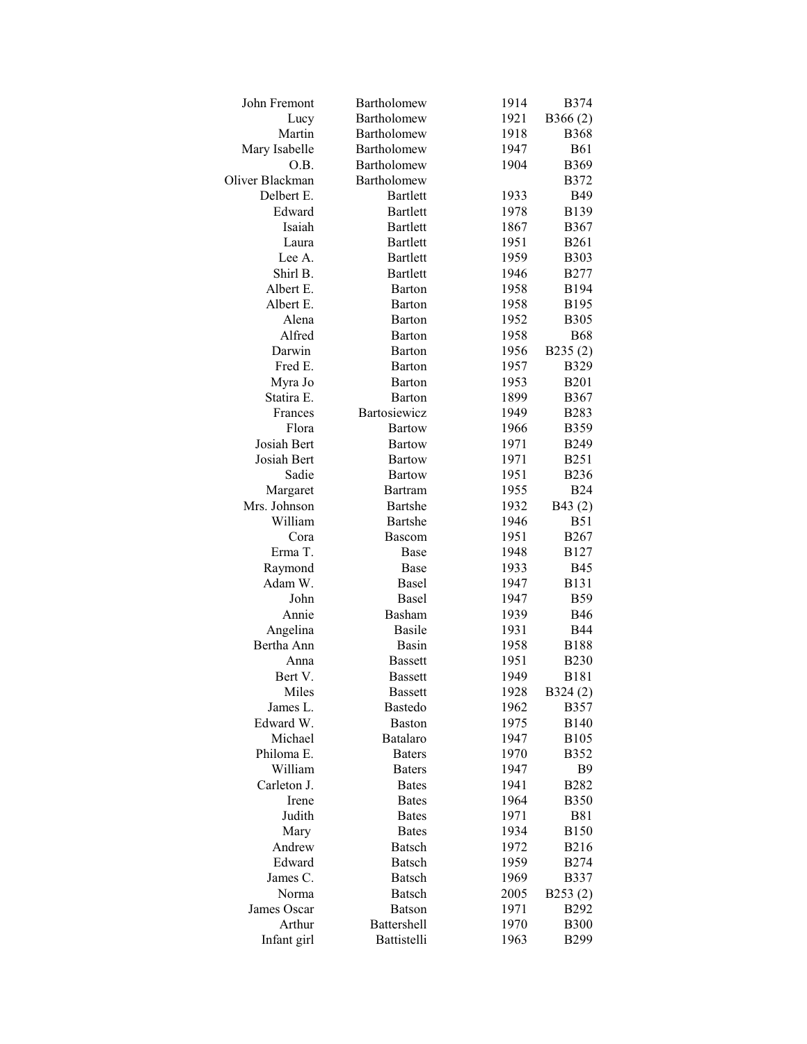| | | | |
|---|---|---|---|
| John Fremont | Bartholomew | 1914 | B374 |
| Lucy | Bartholomew | 1921 | B366 (2) |
| Martin | Bartholomew | 1918 | B368 |
| Mary Isabelle | Bartholomew | 1947 | B61 |
| O.B. | Bartholomew | 1904 | B369 |
| Oliver Blackman | Bartholomew | | B372 |
| Delbert E. | Bartlett | 1933 | B49 |
| Edward | Bartlett | 1978 | B139 |
| Isaiah | Bartlett | 1867 | B367 |
| Laura | Bartlett | 1951 | B261 |
| Lee A. | Bartlett | 1959 | B303 |
| Shirl B. | Bartlett | 1946 | B277 |
| Albert E. | Barton | 1958 | B194 |
| Albert E. | Barton | 1958 | B195 |
| Alena | Barton | 1952 | B305 |
| Alfred | Barton | 1958 | B68 |
| Darwin | Barton | 1956 | B235 (2) |
| Fred E. | Barton | 1957 | B329 |
| Myra Jo | Barton | 1953 | B201 |
| Statira E. | Barton | 1899 | B367 |
| Frances | Bartosiewicz | 1949 | B283 |
| Flora | Bartow | 1966 | B359 |
| Josiah Bert | Bartow | 1971 | B249 |
| Josiah Bert | Bartow | 1971 | B251 |
| Sadie | Bartow | 1951 | B236 |
| Margaret | Bartram | 1955 | B24 |
| Mrs. Johnson | Bartshe | 1932 | B43 (2) |
| William | Bartshe | 1946 | B51 |
| Cora | Bascom | 1951 | B267 |
| Erma T. | Base | 1948 | B127 |
| Raymond | Base | 1933 | B45 |
| Adam W. | Basel | 1947 | B131 |
| John | Basel | 1947 | B59 |
| Annie | Basham | 1939 | B46 |
| Angelina | Basile | 1931 | B44 |
| Bertha Ann | Basin | 1958 | B188 |
| Anna | Bassett | 1951 | B230 |
| Bert V. | Bassett | 1949 | B181 |
| Miles | Bassett | 1928 | B324 (2) |
| James L. | Bastedo | 1962 | B357 |
| Edward W. | Baston | 1975 | B140 |
| Michael | Batalaro | 1947 | B105 |
| Philoma E. | Baters | 1970 | B352 |
| William | Baters | 1947 | B9 |
| Carleton J. | Bates | 1941 | B282 |
| Irene | Bates | 1964 | B350 |
| Judith | Bates | 1971 | B81 |
| Mary | Bates | 1934 | B150 |
| Andrew | Batsch | 1972 | B216 |
| Edward | Batsch | 1959 | B274 |
| James C. | Batsch | 1969 | B337 |
| Norma | Batsch | 2005 | B253 (2) |
| James Oscar | Batson | 1971 | B292 |
| Arthur | Battershell | 1970 | B300 |
| Infant girl | Battistelli | 1963 | B299 |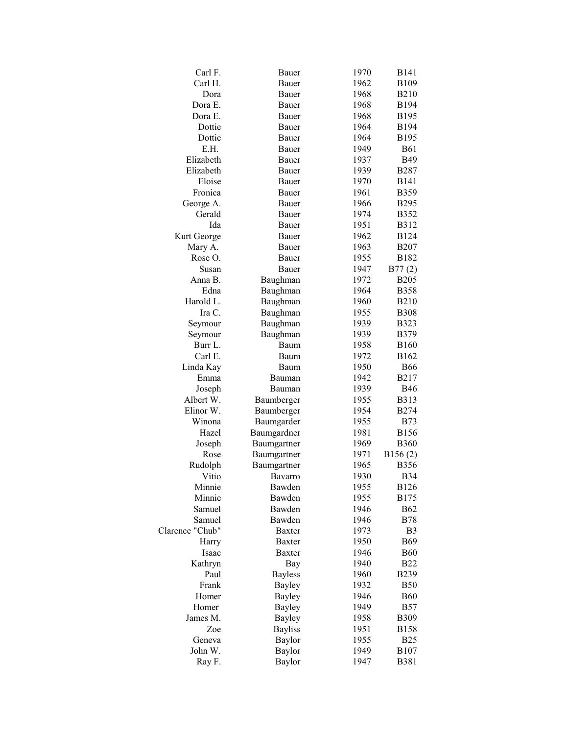| | | | |
|---|---|---|---|
| Carl F. | Bauer | 1970 | B141 |
| Carl H. | Bauer | 1962 | B109 |
| Dora | Bauer | 1968 | B210 |
| Dora E. | Bauer | 1968 | B194 |
| Dora E. | Bauer | 1968 | B195 |
| Dottie | Bauer | 1964 | B194 |
| Dottie | Bauer | 1964 | B195 |
| E.H. | Bauer | 1949 | B61 |
| Elizabeth | Bauer | 1937 | B49 |
| Elizabeth | Bauer | 1939 | B287 |
| Eloise | Bauer | 1970 | B141 |
| Fronica | Bauer | 1961 | B359 |
| George A. | Bauer | 1966 | B295 |
| Gerald | Bauer | 1974 | B352 |
| Ida | Bauer | 1951 | B312 |
| Kurt George | Bauer | 1962 | B124 |
| Mary A. | Bauer | 1963 | B207 |
| Rose O. | Bauer | 1955 | B182 |
| Susan | Bauer | 1947 | B77 (2) |
| Anna B. | Baughman | 1972 | B205 |
| Edna | Baughman | 1964 | B358 |
| Harold L. | Baughman | 1960 | B210 |
| Ira C. | Baughman | 1955 | B308 |
| Seymour | Baughman | 1939 | B323 |
| Seymour | Baughman | 1939 | B379 |
| Burr L. | Baum | 1958 | B160 |
| Carl E. | Baum | 1972 | B162 |
| Linda Kay | Baum | 1950 | B66 |
| Emma | Bauman | 1942 | B217 |
| Joseph | Bauman | 1939 | B46 |
| Albert W. | Baumberger | 1955 | B313 |
| Elinor W. | Baumberger | 1954 | B274 |
| Winona | Baumgarder | 1955 | B73 |
| Hazel | Baumgardner | 1981 | B156 |
| Joseph | Baumgartner | 1969 | B360 |
| Rose | Baumgartner | 1971 | B156 (2) |
| Rudolph | Baumgartner | 1965 | B356 |
| Vitio | Bavarro | 1930 | B34 |
| Minnie | Bawden | 1955 | B126 |
| Minnie | Bawden | 1955 | B175 |
| Samuel | Bawden | 1946 | B62 |
| Samuel | Bawden | 1946 | B78 |
| Clarence "Chub" | Baxter | 1973 | B3 |
| Harry | Baxter | 1950 | B69 |
| Isaac | Baxter | 1946 | B60 |
| Kathryn | Bay | 1940 | B22 |
| Paul | Bayless | 1960 | B239 |
| Frank | Bayley | 1932 | B50 |
| Homer | Bayley | 1946 | B60 |
| Homer | Bayley | 1949 | B57 |
| James M. | Bayley | 1958 | B309 |
| Zoe | Bayliss | 1951 | B158 |
| Geneva | Baylor | 1955 | B25 |
| John W. | Baylor | 1949 | B107 |
| Ray F. | Baylor | 1947 | B381 |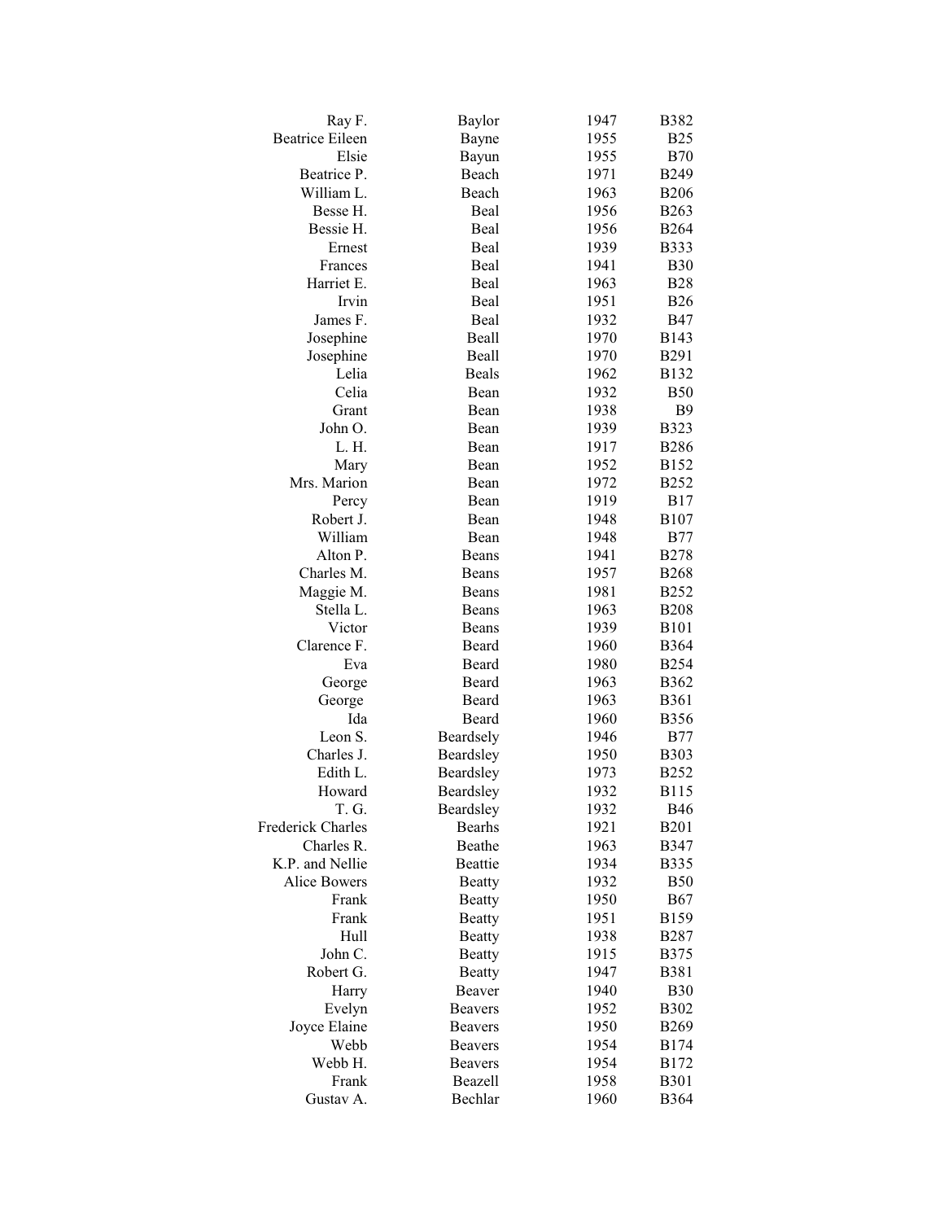| | | | |
|---|---|---|---|
| Ray F. | Baylor | 1947 | B382 |
| Beatrice Eileen | Bayne | 1955 | B25 |
| Elsie | Bayun | 1955 | B70 |
| Beatrice P. | Beach | 1971 | B249 |
| William L. | Beach | 1963 | B206 |
| Besse H. | Beal | 1956 | B263 |
| Bessie H. | Beal | 1956 | B264 |
| Ernest | Beal | 1939 | B333 |
| Frances | Beal | 1941 | B30 |
| Harriet E. | Beal | 1963 | B28 |
| Irvin | Beal | 1951 | B26 |
| James F. | Beal | 1932 | B47 |
| Josephine | Beall | 1970 | B143 |
| Josephine | Beall | 1970 | B291 |
| Lelia | Beals | 1962 | B132 |
| Celia | Bean | 1932 | B50 |
| Grant | Bean | 1938 | B9 |
| John O. | Bean | 1939 | B323 |
| L. H. | Bean | 1917 | B286 |
| Mary | Bean | 1952 | B152 |
| Mrs. Marion | Bean | 1972 | B252 |
| Percy | Bean | 1919 | B17 |
| Robert J. | Bean | 1948 | B107 |
| William | Bean | 1948 | B77 |
| Alton P. | Beans | 1941 | B278 |
| Charles M. | Beans | 1957 | B268 |
| Maggie M. | Beans | 1981 | B252 |
| Stella L. | Beans | 1963 | B208 |
| Victor | Beans | 1939 | B101 |
| Clarence F. | Beard | 1960 | B364 |
| Eva | Beard | 1980 | B254 |
| George | Beard | 1963 | B362 |
| George | Beard | 1963 | B361 |
| Ida | Beard | 1960 | B356 |
| Leon S. | Beardsely | 1946 | B77 |
| Charles J. | Beardsley | 1950 | B303 |
| Edith L. | Beardsley | 1973 | B252 |
| Howard | Beardsley | 1932 | B115 |
| T. G. | Beardsley | 1932 | B46 |
| Frederick Charles | Bearhs | 1921 | B201 |
| Charles R. | Beathe | 1963 | B347 |
| K.P. and Nellie | Beattie | 1934 | B335 |
| Alice Bowers | Beatty | 1932 | B50 |
| Frank | Beatty | 1950 | B67 |
| Frank | Beatty | 1951 | B159 |
| Hull | Beatty | 1938 | B287 |
| John C. | Beatty | 1915 | B375 |
| Robert G. | Beatty | 1947 | B381 |
| Harry | Beaver | 1940 | B30 |
| Evelyn | Beavers | 1952 | B302 |
| Joyce Elaine | Beavers | 1950 | B269 |
| Webb | Beavers | 1954 | B174 |
| Webb H. | Beavers | 1954 | B172 |
| Frank | Beazell | 1958 | B301 |
| Gustav A. | Bechlar | 1960 | B364 |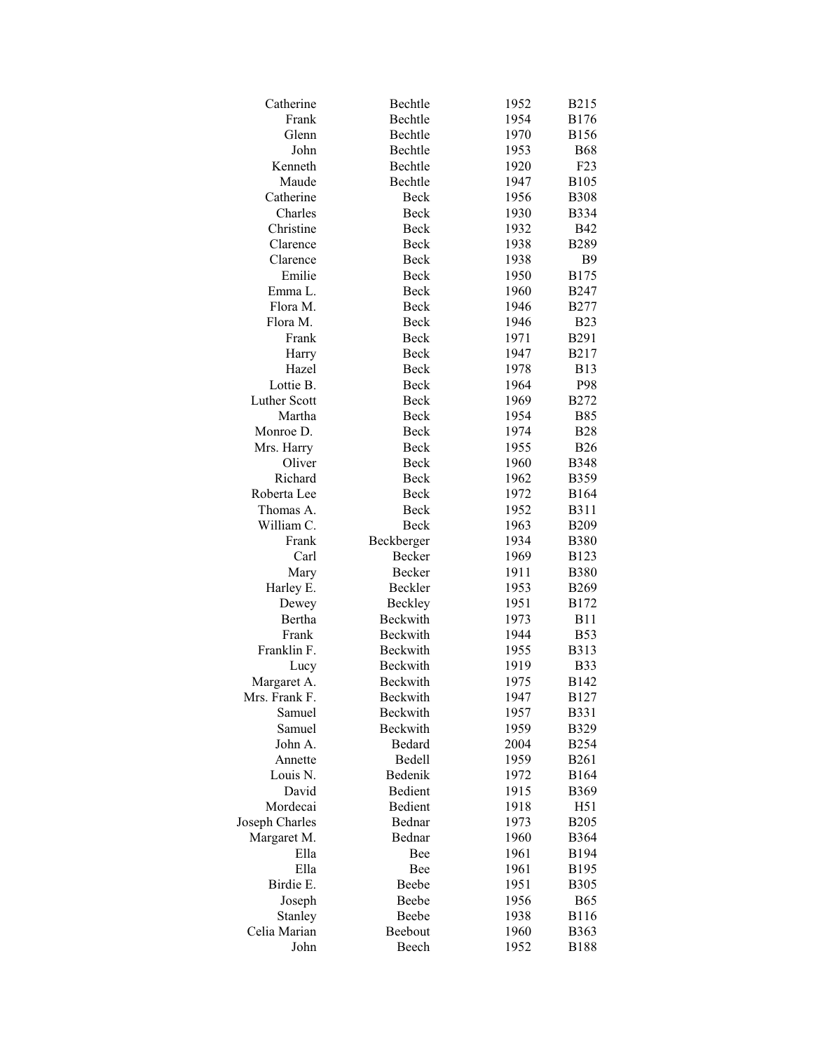| | | | |
|---|---|---|---|
| Catherine | Bechtle | 1952 | B215 |
| Frank | Bechtle | 1954 | B176 |
| Glenn | Bechtle | 1970 | B156 |
| John | Bechtle | 1953 | B68 |
| Kenneth | Bechtle | 1920 | F23 |
| Maude | Bechtle | 1947 | B105 |
| Catherine | Beck | 1956 | B308 |
| Charles | Beck | 1930 | B334 |
| Christine | Beck | 1932 | B42 |
| Clarence | Beck | 1938 | B289 |
| Clarence | Beck | 1938 | B9 |
| Emilie | Beck | 1950 | B175 |
| Emma L. | Beck | 1960 | B247 |
| Flora M. | Beck | 1946 | B277 |
| Flora M. | Beck | 1946 | B23 |
| Frank | Beck | 1971 | B291 |
| Harry | Beck | 1947 | B217 |
| Hazel | Beck | 1978 | B13 |
| Lottie B. | Beck | 1964 | P98 |
| Luther Scott | Beck | 1969 | B272 |
| Martha | Beck | 1954 | B85 |
| Monroe D. | Beck | 1974 | B28 |
| Mrs. Harry | Beck | 1955 | B26 |
| Oliver | Beck | 1960 | B348 |
| Richard | Beck | 1962 | B359 |
| Roberta Lee | Beck | 1972 | B164 |
| Thomas A. | Beck | 1952 | B311 |
| William C. | Beck | 1963 | B209 |
| Frank | Beckberger | 1934 | B380 |
| Carl | Becker | 1969 | B123 |
| Mary | Becker | 1911 | B380 |
| Harley E. | Beckler | 1953 | B269 |
| Dewey | Beckley | 1951 | B172 |
| Bertha | Beckwith | 1973 | B11 |
| Frank | Beckwith | 1944 | B53 |
| Franklin F. | Beckwith | 1955 | B313 |
| Lucy | Beckwith | 1919 | B33 |
| Margaret A. | Beckwith | 1975 | B142 |
| Mrs. Frank F. | Beckwith | 1947 | B127 |
| Samuel | Beckwith | 1957 | B331 |
| Samuel | Beckwith | 1959 | B329 |
| John A. | Bedard | 2004 | B254 |
| Annette | Bedell | 1959 | B261 |
| Louis N. | Bedenik | 1972 | B164 |
| David | Bedient | 1915 | B369 |
| Mordecai | Bedient | 1918 | H51 |
| Joseph Charles | Bednar | 1973 | B205 |
| Margaret M. | Bednar | 1960 | B364 |
| Ella | Bee | 1961 | B194 |
| Ella | Bee | 1961 | B195 |
| Birdie E. | Beebe | 1951 | B305 |
| Joseph | Beebe | 1956 | B65 |
| Stanley | Beebe | 1938 | B116 |
| Celia Marian | Beebout | 1960 | B363 |
| John | Beech | 1952 | B188 |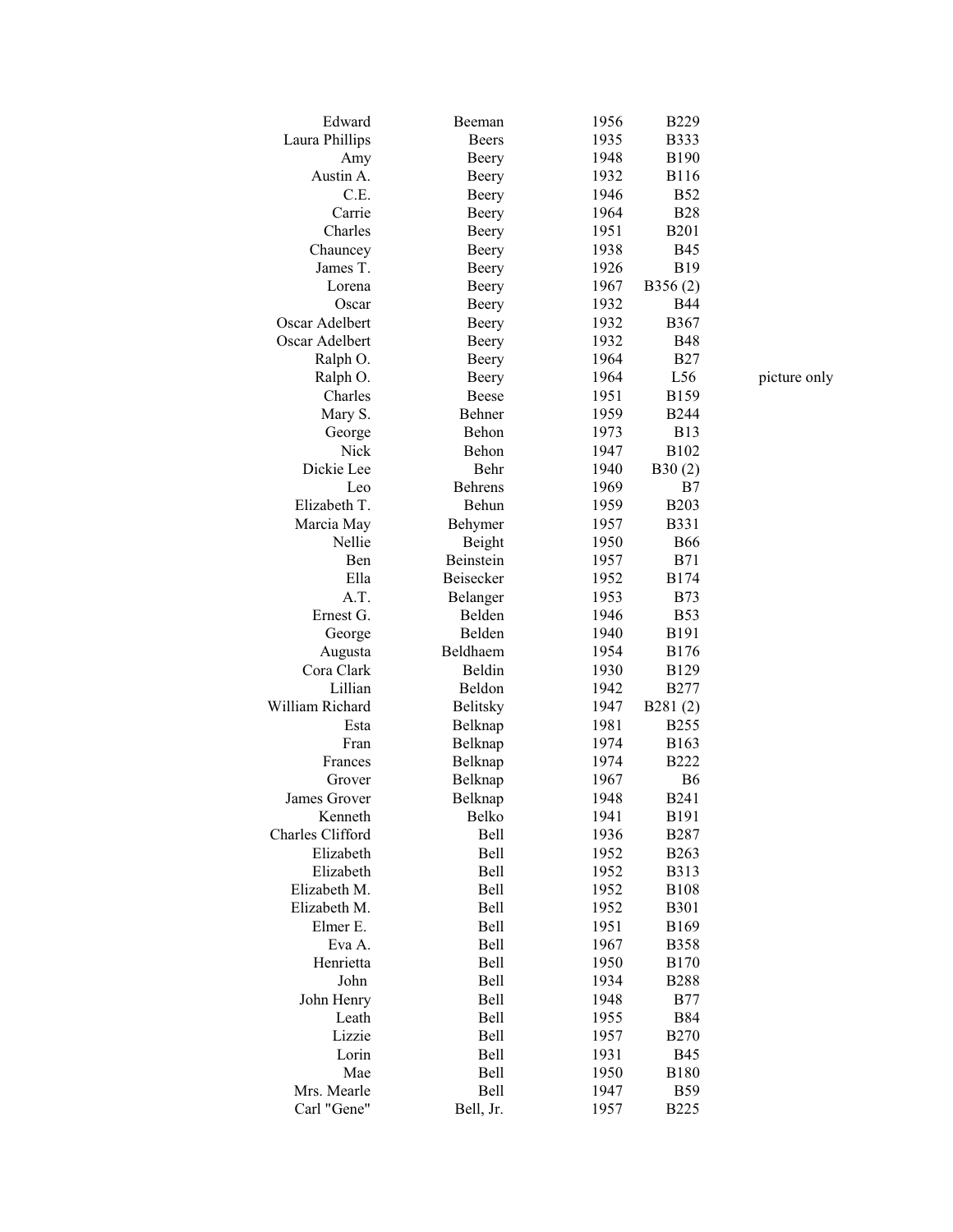| | | | | |
|---|---|---|---|---|
| Edward | Beeman | 1956 | B229 | |
| Laura Phillips | Beers | 1935 | B333 | |
| Amy | Beery | 1948 | B190 | |
| Austin A. | Beery | 1932 | B116 | |
| C.E. | Beery | 1946 | B52 | |
| Carrie | Beery | 1964 | B28 | |
| Charles | Beery | 1951 | B201 | |
| Chauncey | Beery | 1938 | B45 | |
| James T. | Beery | 1926 | B19 | |
| Lorena | Beery | 1967 | B356 (2) | |
| Oscar | Beery | 1932 | B44 | |
| Oscar Adelbert | Beery | 1932 | B367 | |
| Oscar Adelbert | Beery | 1932 | B48 | |
| Ralph O. | Beery | 1964 | B27 | |
| Ralph O. | Beery | 1964 | L56 | picture only |
| Charles | Beese | 1951 | B159 | |
| Mary S. | Behner | 1959 | B244 | |
| George | Behon | 1973 | B13 | |
| Nick | Behon | 1947 | B102 | |
| Dickie Lee | Behr | 1940 | B30 (2) | |
| Leo | Behrens | 1969 | B7 | |
| Elizabeth T. | Behun | 1959 | B203 | |
| Marcia May | Behymer | 1957 | B331 | |
| Nellie | Beight | 1950 | B66 | |
| Ben | Beinstein | 1957 | B71 | |
| Ella | Beisecker | 1952 | B174 | |
| A.T. | Belanger | 1953 | B73 | |
| Ernest G. | Belden | 1946 | B53 | |
| George | Belden | 1940 | B191 | |
| Augusta | Beldhaem | 1954 | B176 | |
| Cora Clark | Beldin | 1930 | B129 | |
| Lillian | Beldon | 1942 | B277 | |
| William Richard | Belitsky | 1947 | B281 (2) | |
| Esta | Belknap | 1981 | B255 | |
| Fran | Belknap | 1974 | B163 | |
| Frances | Belknap | 1974 | B222 | |
| Grover | Belknap | 1967 | B6 | |
| James Grover | Belknap | 1948 | B241 | |
| Kenneth | Belko | 1941 | B191 | |
| Charles Clifford | Bell | 1936 | B287 | |
| Elizabeth | Bell | 1952 | B263 | |
| Elizabeth | Bell | 1952 | B313 | |
| Elizabeth M. | Bell | 1952 | B108 | |
| Elizabeth M. | Bell | 1952 | B301 | |
| Elmer E. | Bell | 1951 | B169 | |
| Eva A. | Bell | 1967 | B358 | |
| Henrietta | Bell | 1950 | B170 | |
| John | Bell | 1934 | B288 | |
| John Henry | Bell | 1948 | B77 | |
| Leath | Bell | 1955 | B84 | |
| Lizzie | Bell | 1957 | B270 | |
| Lorin | Bell | 1931 | B45 | |
| Mae | Bell | 1950 | B180 | |
| Mrs. Mearle | Bell | 1947 | B59 | |
| Carl "Gene" | Bell, Jr. | 1957 | B225 | |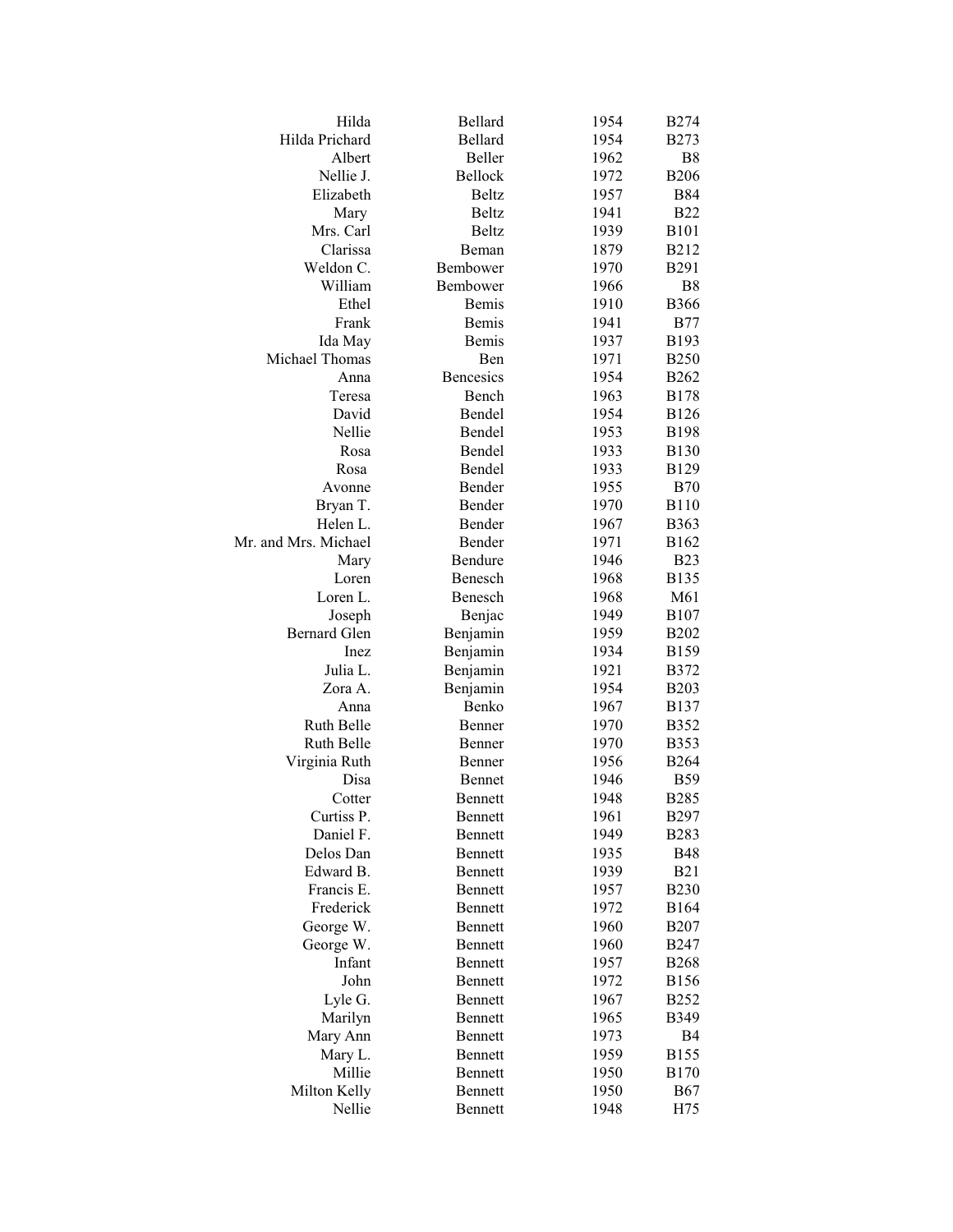| | | | |
|---|---|---|---|
| Hilda | Bellard | 1954 | B274 |
| Hilda Prichard | Bellard | 1954 | B273 |
| Albert | Beller | 1962 | B8 |
| Nellie J. | Bellock | 1972 | B206 |
| Elizabeth | Beltz | 1957 | B84 |
| Mary | Beltz | 1941 | B22 |
| Mrs. Carl | Beltz | 1939 | B101 |
| Clarissa | Beman | 1879 | B212 |
| Weldon C. | Bembower | 1970 | B291 |
| William | Bembower | 1966 | B8 |
| Ethel | Bemis | 1910 | B366 |
| Frank | Bemis | 1941 | B77 |
| Ida May | Bemis | 1937 | B193 |
| Michael Thomas | Ben | 1971 | B250 |
| Anna | Bencesics | 1954 | B262 |
| Teresa | Bench | 1963 | B178 |
| David | Bendel | 1954 | B126 |
| Nellie | Bendel | 1953 | B198 |
| Rosa | Bendel | 1933 | B130 |
| Rosa | Bendel | 1933 | B129 |
| Avonne | Bender | 1955 | B70 |
| Bryan T. | Bender | 1970 | B110 |
| Helen L. | Bender | 1967 | B363 |
| Mr. and Mrs. Michael | Bender | 1971 | B162 |
| Mary | Bendure | 1946 | B23 |
| Loren | Benesch | 1968 | B135 |
| Loren L. | Benesch | 1968 | M61 |
| Joseph | Benjac | 1949 | B107 |
| Bernard Glen | Benjamin | 1959 | B202 |
| Inez | Benjamin | 1934 | B159 |
| Julia L. | Benjamin | 1921 | B372 |
| Zora A. | Benjamin | 1954 | B203 |
| Anna | Benko | 1967 | B137 |
| Ruth Belle | Benner | 1970 | B352 |
| Ruth Belle | Benner | 1970 | B353 |
| Virginia Ruth | Benner | 1956 | B264 |
| Disa | Bennet | 1946 | B59 |
| Cotter | Bennett | 1948 | B285 |
| Curtiss P. | Bennett | 1961 | B297 |
| Daniel F. | Bennett | 1949 | B283 |
| Delos Dan | Bennett | 1935 | B48 |
| Edward B. | Bennett | 1939 | B21 |
| Francis E. | Bennett | 1957 | B230 |
| Frederick | Bennett | 1972 | B164 |
| George W. | Bennett | 1960 | B207 |
| George W. | Bennett | 1960 | B247 |
| Infant | Bennett | 1957 | B268 |
| John | Bennett | 1972 | B156 |
| Lyle G. | Bennett | 1967 | B252 |
| Marilyn | Bennett | 1965 | B349 |
| Mary Ann | Bennett | 1973 | B4 |
| Mary L. | Bennett | 1959 | B155 |
| Millie | Bennett | 1950 | B170 |
| Milton Kelly | Bennett | 1950 | B67 |
| Nellie | Bennett | 1948 | H75 |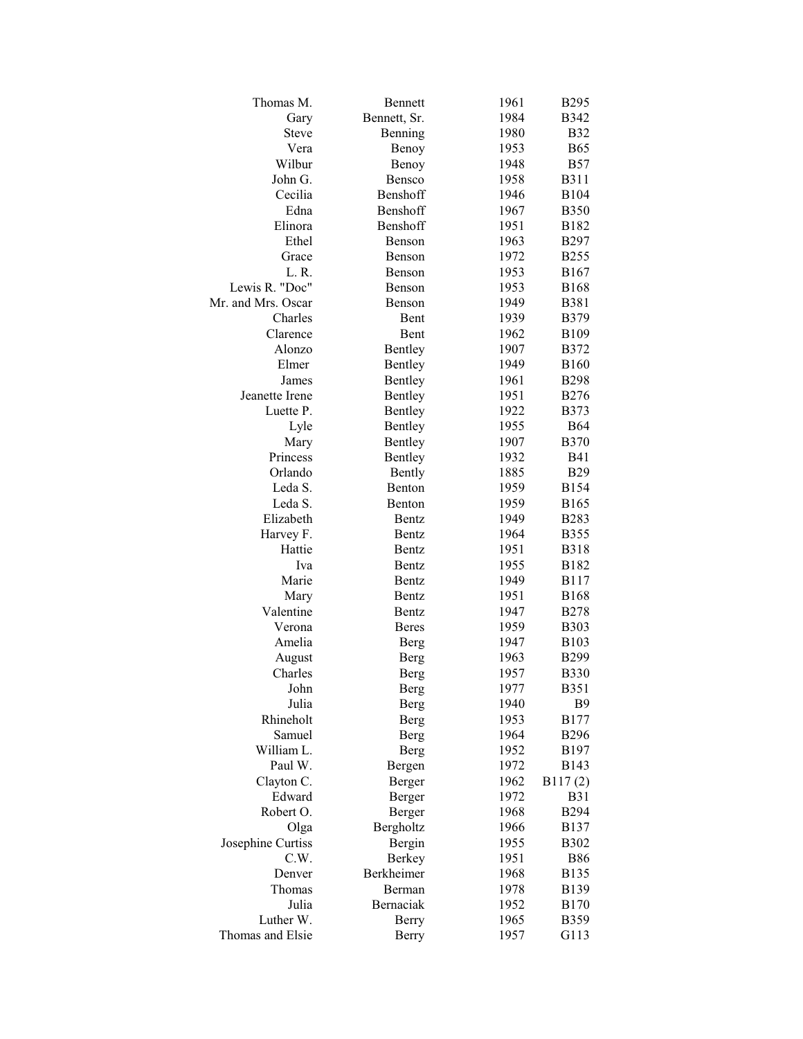| | | | |
|---|---|---|---|
| Thomas M. | Bennett | 1961 | B295 |
| Gary | Bennett, Sr. | 1984 | B342 |
| Steve | Benning | 1980 | B32 |
| Vera | Benoy | 1953 | B65 |
| Wilbur | Benoy | 1948 | B57 |
| John G. | Bensco | 1958 | B311 |
| Cecilia | Benshoff | 1946 | B104 |
| Edna | Benshoff | 1967 | B350 |
| Elinora | Benshoff | 1951 | B182 |
| Ethel | Benson | 1963 | B297 |
| Grace | Benson | 1972 | B255 |
| L. R. | Benson | 1953 | B167 |
| Lewis R. "Doc" | Benson | 1953 | B168 |
| Mr. and Mrs. Oscar | Benson | 1949 | B381 |
| Charles | Bent | 1939 | B379 |
| Clarence | Bent | 1962 | B109 |
| Alonzo | Bentley | 1907 | B372 |
| Elmer | Bentley | 1949 | B160 |
| James | Bentley | 1961 | B298 |
| Jeanette Irene | Bentley | 1951 | B276 |
| Luette P. | Bentley | 1922 | B373 |
| Lyle | Bentley | 1955 | B64 |
| Mary | Bentley | 1907 | B370 |
| Princess | Bentley | 1932 | B41 |
| Orlando | Bently | 1885 | B29 |
| Leda S. | Benton | 1959 | B154 |
| Leda S. | Benton | 1959 | B165 |
| Elizabeth | Bentz | 1949 | B283 |
| Harvey F. | Bentz | 1964 | B355 |
| Hattie | Bentz | 1951 | B318 |
| Iva | Bentz | 1955 | B182 |
| Marie | Bentz | 1949 | B117 |
| Mary | Bentz | 1951 | B168 |
| Valentine | Bentz | 1947 | B278 |
| Verona | Beres | 1959 | B303 |
| Amelia | Berg | 1947 | B103 |
| August | Berg | 1963 | B299 |
| Charles | Berg | 1957 | B330 |
| John | Berg | 1977 | B351 |
| Julia | Berg | 1940 | B9 |
| Rhineholt | Berg | 1953 | B177 |
| Samuel | Berg | 1964 | B296 |
| William L. | Berg | 1952 | B197 |
| Paul W. | Bergen | 1972 | B143 |
| Clayton C. | Berger | 1962 | B117 (2) |
| Edward | Berger | 1972 | B31 |
| Robert O. | Berger | 1968 | B294 |
| Olga | Bergholtz | 1966 | B137 |
| Josephine Curtiss | Bergin | 1955 | B302 |
| C.W. | Berkey | 1951 | B86 |
| Denver | Berkheimer | 1968 | B135 |
| Thomas | Berman | 1978 | B139 |
| Julia | Bernaciak | 1952 | B170 |
| Luther W. | Berry | 1965 | B359 |
| Thomas and Elsie | Berry | 1957 | G113 |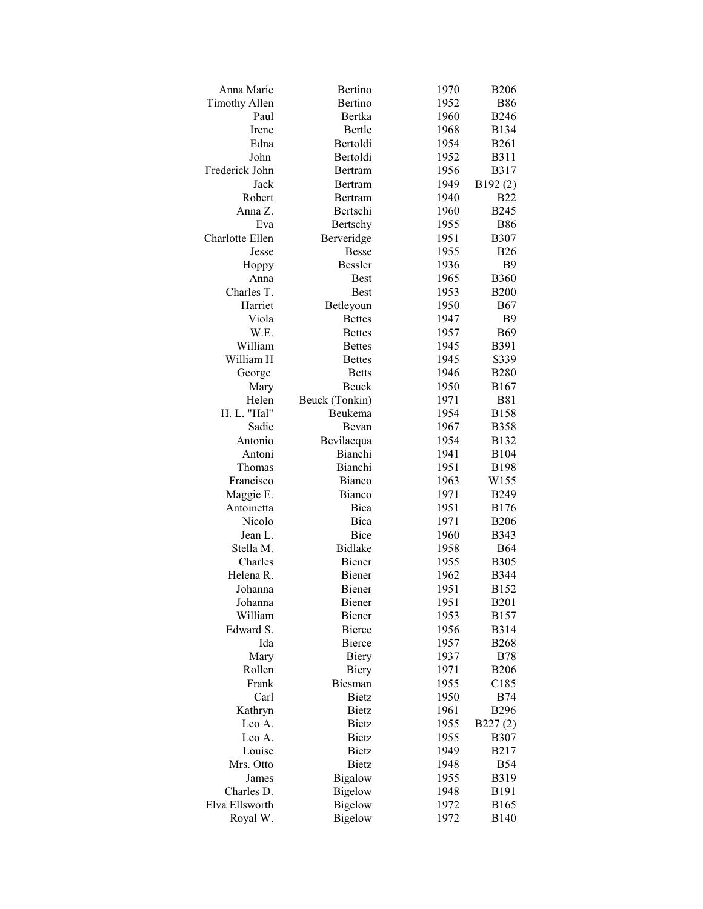| | | | |
|---|---|---|---|
| Anna Marie | Bertino | 1970 | B206 |
| Timothy Allen | Bertino | 1952 | B86 |
| Paul | Bertka | 1960 | B246 |
| Irene | Bertle | 1968 | B134 |
| Edna | Bertoldi | 1954 | B261 |
| John | Bertoldi | 1952 | B311 |
| Frederick John | Bertram | 1956 | B317 |
| Jack | Bertram | 1949 | B192 (2) |
| Robert | Bertram | 1940 | B22 |
| Anna Z. | Bertschi | 1960 | B245 |
| Eva | Bertschy | 1955 | B86 |
| Charlotte Ellen | Berveridge | 1951 | B307 |
| Jesse | Besse | 1955 | B26 |
| Hoppy | Bessler | 1936 | B9 |
| Anna | Best | 1965 | B360 |
| Charles T. | Best | 1953 | B200 |
| Harriet | Betleyoun | 1950 | B67 |
| Viola | Bettes | 1947 | B9 |
| W.E. | Bettes | 1957 | B69 |
| William | Bettes | 1945 | B391 |
| William H | Bettes | 1945 | S339 |
| George | Betts | 1946 | B280 |
| Mary | Beuck | 1950 | B167 |
| Helen | Beuck (Tonkin) | 1971 | B81 |
| H. L. "Hal" | Beukema | 1954 | B158 |
| Sadie | Bevan | 1967 | B358 |
| Antonio | Bevilacqua | 1954 | B132 |
| Antoni | Bianchi | 1941 | B104 |
| Thomas | Bianchi | 1951 | B198 |
| Francisco | Bianco | 1963 | W155 |
| Maggie E. | Bianco | 1971 | B249 |
| Antoinetta | Bica | 1951 | B176 |
| Nicolo | Bica | 1971 | B206 |
| Jean L. | Bice | 1960 | B343 |
| Stella M. | Bidlake | 1958 | B64 |
| Charles | Biener | 1955 | B305 |
| Helena R. | Biener | 1962 | B344 |
| Johanna | Biener | 1951 | B152 |
| Johanna | Biener | 1951 | B201 |
| William | Biener | 1953 | B157 |
| Edward S. | Bierce | 1956 | B314 |
| Ida | Bierce | 1957 | B268 |
| Mary | Biery | 1937 | B78 |
| Rollen | Biery | 1971 | B206 |
| Frank | Biesman | 1955 | C185 |
| Carl | Bietz | 1950 | B74 |
| Kathryn | Bietz | 1961 | B296 |
| Leo A. | Bietz | 1955 | B227 (2) |
| Leo A. | Bietz | 1955 | B307 |
| Louise | Bietz | 1949 | B217 |
| Mrs. Otto | Bietz | 1948 | B54 |
| James | Bigalow | 1955 | B319 |
| Charles D. | Bigelow | 1948 | B191 |
| Elva Ellsworth | Bigelow | 1972 | B165 |
| Royal W. | Bigelow | 1972 | B140 |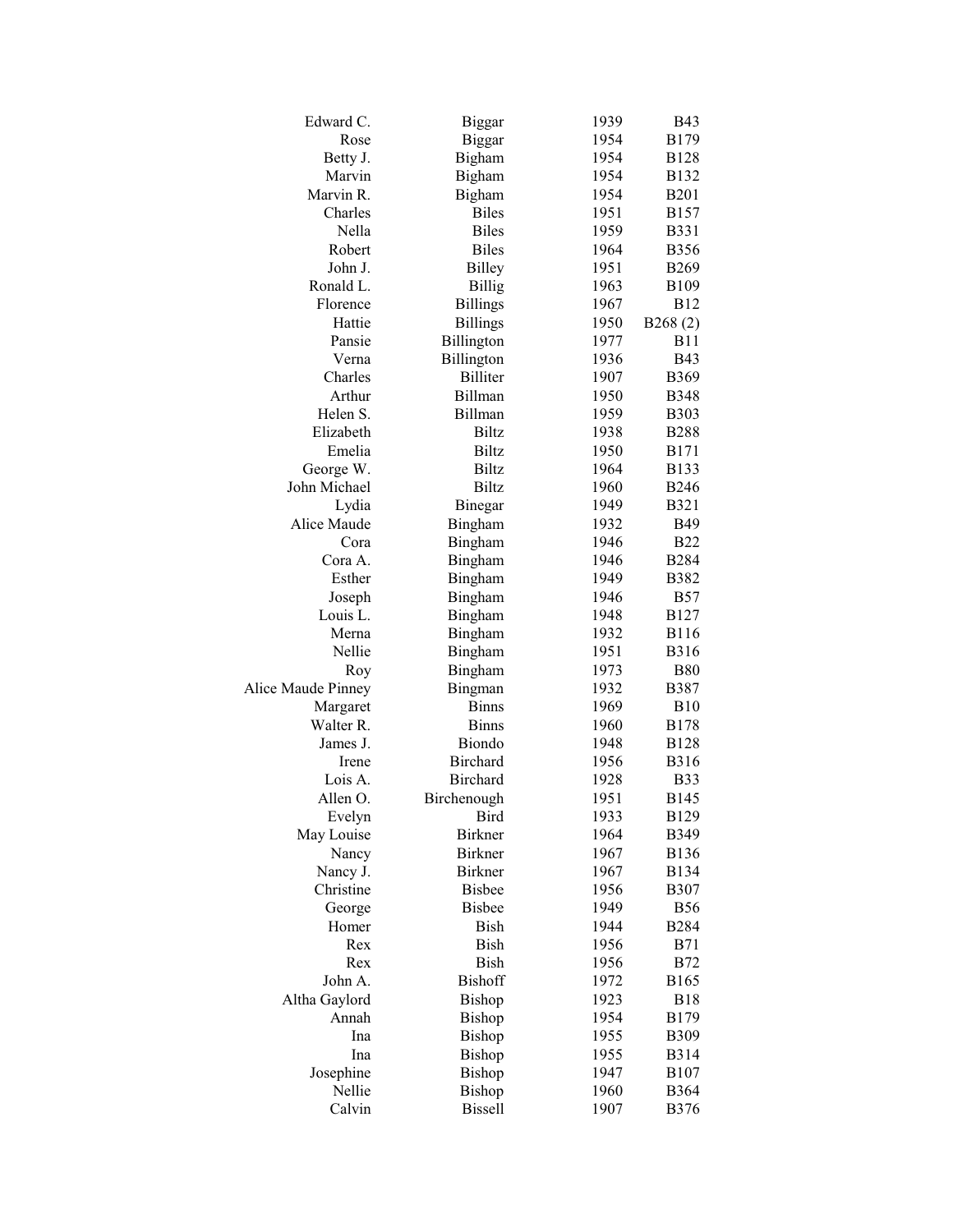| | | | |
|---|---|---|---|
| Edward C. | Biggar | 1939 | B43 |
| Rose | Biggar | 1954 | B179 |
| Betty J. | Bigham | 1954 | B128 |
| Marvin | Bigham | 1954 | B132 |
| Marvin R. | Bigham | 1954 | B201 |
| Charles | Biles | 1951 | B157 |
| Nella | Biles | 1959 | B331 |
| Robert | Biles | 1964 | B356 |
| John J. | Billey | 1951 | B269 |
| Ronald L. | Billig | 1963 | B109 |
| Florence | Billings | 1967 | B12 |
| Hattie | Billings | 1950 | B268 (2) |
| Pansie | Billington | 1977 | B11 |
| Verna | Billington | 1936 | B43 |
| Charles | Billiter | 1907 | B369 |
| Arthur | Billman | 1950 | B348 |
| Helen S. | Billman | 1959 | B303 |
| Elizabeth | Biltz | 1938 | B288 |
| Emelia | Biltz | 1950 | B171 |
| George W. | Biltz | 1964 | B133 |
| John Michael | Biltz | 1960 | B246 |
| Lydia | Binegar | 1949 | B321 |
| Alice Maude | Bingham | 1932 | B49 |
| Cora | Bingham | 1946 | B22 |
| Cora A. | Bingham | 1946 | B284 |
| Esther | Bingham | 1949 | B382 |
| Joseph | Bingham | 1946 | B57 |
| Louis L. | Bingham | 1948 | B127 |
| Merna | Bingham | 1932 | B116 |
| Nellie | Bingham | 1951 | B316 |
| Roy | Bingham | 1973 | B80 |
| Alice Maude Pinney | Bingman | 1932 | B387 |
| Margaret | Binns | 1969 | B10 |
| Walter R. | Binns | 1960 | B178 |
| James J. | Biondo | 1948 | B128 |
| Irene | Birchard | 1956 | B316 |
| Lois A. | Birchard | 1928 | B33 |
| Allen O. | Birchenough | 1951 | B145 |
| Evelyn | Bird | 1933 | B129 |
| May Louise | Birkner | 1964 | B349 |
| Nancy | Birkner | 1967 | B136 |
| Nancy J. | Birkner | 1967 | B134 |
| Christine | Bisbee | 1956 | B307 |
| George | Bisbee | 1949 | B56 |
| Homer | Bish | 1944 | B284 |
| Rex | Bish | 1956 | B71 |
| Rex | Bish | 1956 | B72 |
| John A. | Bishoff | 1972 | B165 |
| Altha Gaylord | Bishop | 1923 | B18 |
| Annah | Bishop | 1954 | B179 |
| Ina | Bishop | 1955 | B309 |
| Ina | Bishop | 1955 | B314 |
| Josephine | Bishop | 1947 | B107 |
| Nellie | Bishop | 1960 | B364 |
| Calvin | Bissell | 1907 | B376 |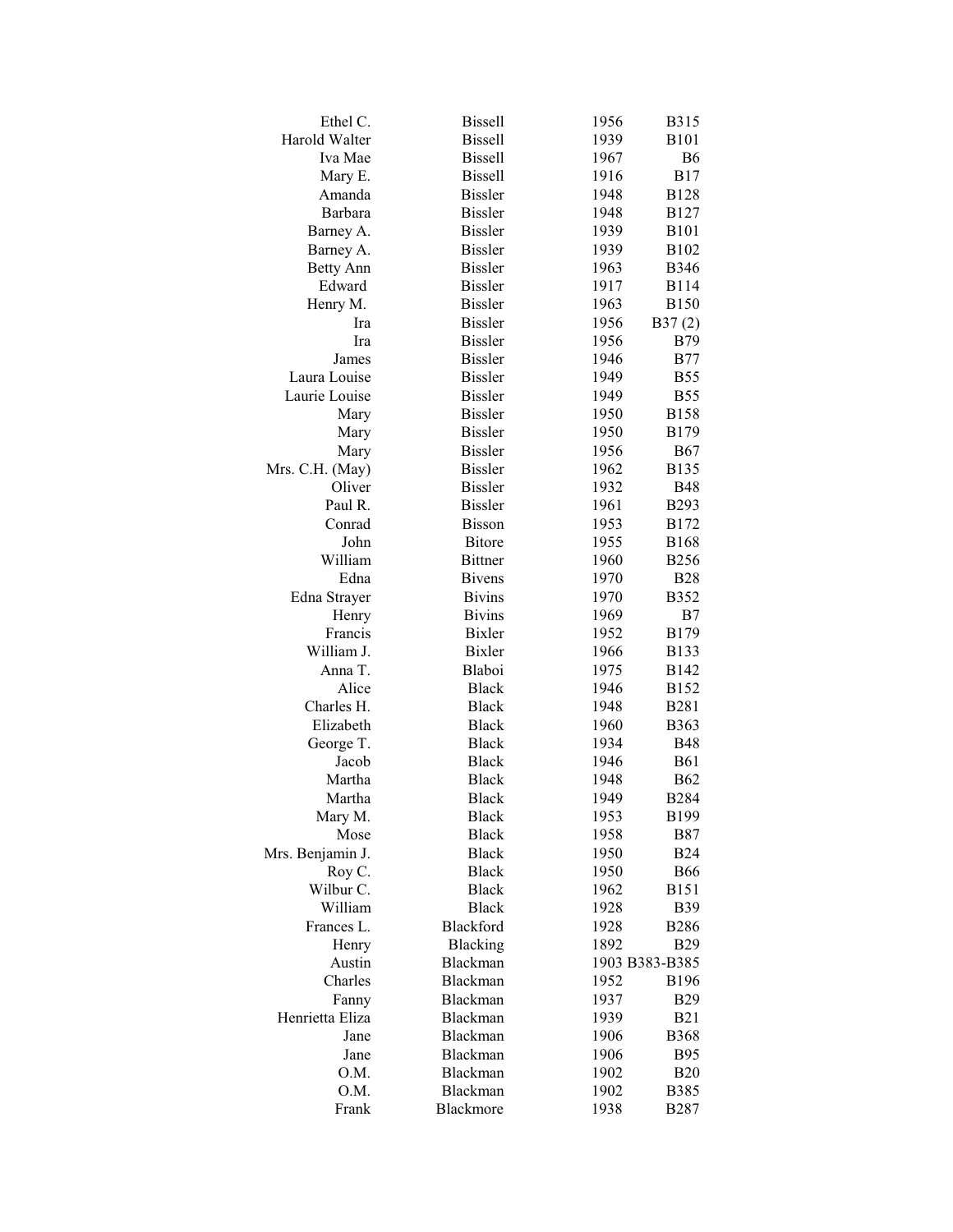| | | | |
|---|---|---|---|
| Ethel C. | Bissell | 1956 | B315 |
| Harold Walter | Bissell | 1939 | B101 |
| Iva Mae | Bissell | 1967 | B6 |
| Mary E. | Bissell | 1916 | B17 |
| Amanda | Bissler | 1948 | B128 |
| Barbara | Bissler | 1948 | B127 |
| Barney A. | Bissler | 1939 | B101 |
| Barney A. | Bissler | 1939 | B102 |
| Betty Ann | Bissler | 1963 | B346 |
| Edward | Bissler | 1917 | B114 |
| Henry M. | Bissler | 1963 | B150 |
| Ira | Bissler | 1956 | B37 (2) |
| Ira | Bissler | 1956 | B79 |
| James | Bissler | 1946 | B77 |
| Laura Louise | Bissler | 1949 | B55 |
| Laurie Louise | Bissler | 1949 | B55 |
| Mary | Bissler | 1950 | B158 |
| Mary | Bissler | 1950 | B179 |
| Mary | Bissler | 1956 | B67 |
| Mrs. C.H. (May) | Bissler | 1962 | B135 |
| Oliver | Bissler | 1932 | B48 |
| Paul R. | Bissler | 1961 | B293 |
| Conrad | Bisson | 1953 | B172 |
| John | Bitore | 1955 | B168 |
| William | Bittner | 1960 | B256 |
| Edna | Bivens | 1970 | B28 |
| Edna Strayer | Bivins | 1970 | B352 |
| Henry | Bivins | 1969 | B7 |
| Francis | Bixler | 1952 | B179 |
| William J. | Bixler | 1966 | B133 |
| Anna T. | Blaboi | 1975 | B142 |
| Alice | Black | 1946 | B152 |
| Charles H. | Black | 1948 | B281 |
| Elizabeth | Black | 1960 | B363 |
| George T. | Black | 1934 | B48 |
| Jacob | Black | 1946 | B61 |
| Martha | Black | 1948 | B62 |
| Martha | Black | 1949 | B284 |
| Mary M. | Black | 1953 | B199 |
| Mose | Black | 1958 | B87 |
| Mrs. Benjamin J. | Black | 1950 | B24 |
| Roy C. | Black | 1950 | B66 |
| Wilbur C. | Black | 1962 | B151 |
| William | Black | 1928 | B39 |
| Frances L. | Blackford | 1928 | B286 |
| Henry | Blacking | 1892 | B29 |
| Austin | Blackman | 1903 | B383-B385 |
| Charles | Blackman | 1952 | B196 |
| Fanny | Blackman | 1937 | B29 |
| Henrietta Eliza | Blackman | 1939 | B21 |
| Jane | Blackman | 1906 | B368 |
| Jane | Blackman | 1906 | B95 |
| O.M. | Blackman | 1902 | B20 |
| O.M. | Blackman | 1902 | B385 |
| Frank | Blackmore | 1938 | B287 |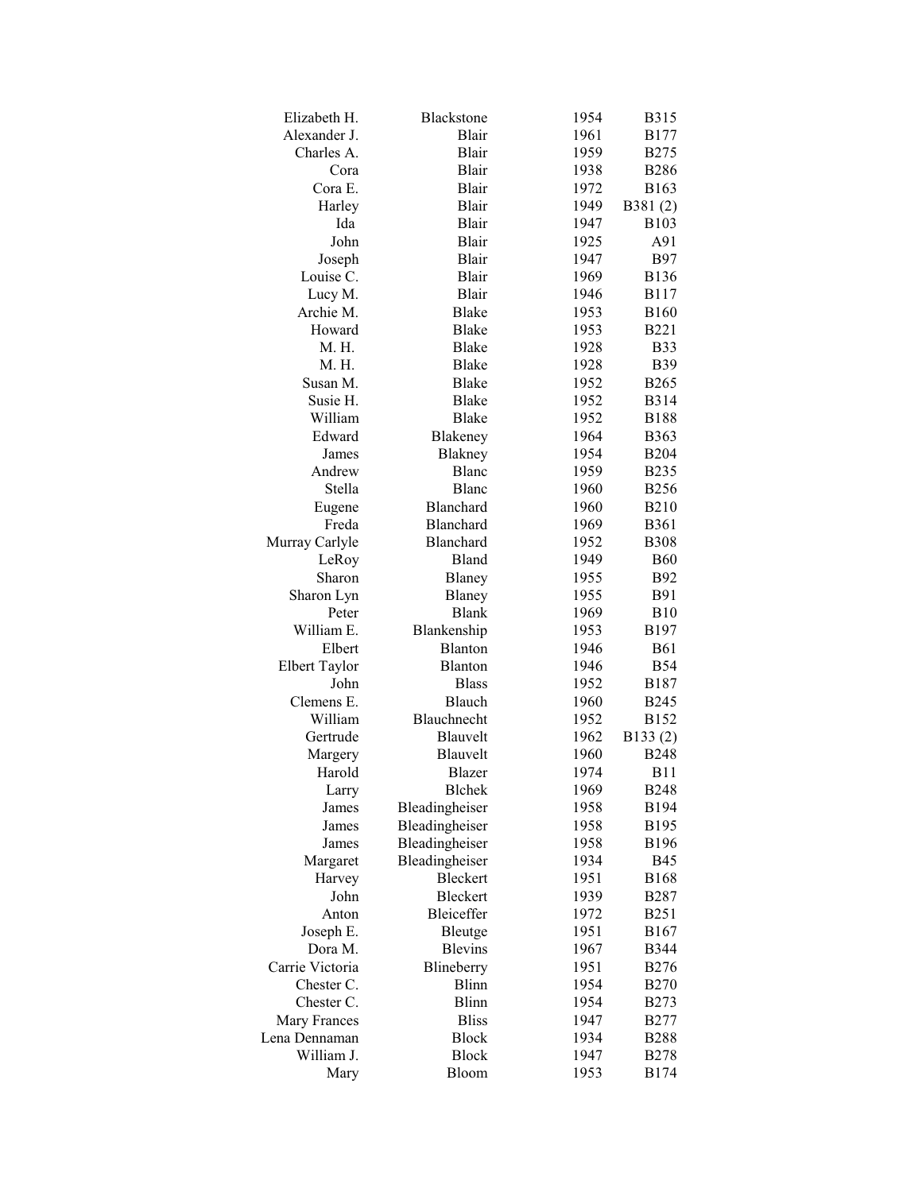| | | | |
|---|---|---|---|
| Elizabeth H. | Blackstone | 1954 | B315 |
| Alexander J. | Blair | 1961 | B177 |
| Charles A. | Blair | 1959 | B275 |
| Cora | Blair | 1938 | B286 |
| Cora E. | Blair | 1972 | B163 |
| Harley | Blair | 1949 | B381 (2) |
| Ida | Blair | 1947 | B103 |
| John | Blair | 1925 | A91 |
| Joseph | Blair | 1947 | B97 |
| Louise C. | Blair | 1969 | B136 |
| Lucy M. | Blair | 1946 | B117 |
| Archie M. | Blake | 1953 | B160 |
| Howard | Blake | 1953 | B221 |
| M. H. | Blake | 1928 | B33 |
| M. H. | Blake | 1928 | B39 |
| Susan M. | Blake | 1952 | B265 |
| Susie H. | Blake | 1952 | B314 |
| William | Blake | 1952 | B188 |
| Edward | Blakeney | 1964 | B363 |
| James | Blakney | 1954 | B204 |
| Andrew | Blanc | 1959 | B235 |
| Stella | Blanc | 1960 | B256 |
| Eugene | Blanchard | 1960 | B210 |
| Freda | Blanchard | 1969 | B361 |
| Murray Carlyle | Blanchard | 1952 | B308 |
| LeRoy | Bland | 1949 | B60 |
| Sharon | Blaney | 1955 | B92 |
| Sharon Lyn | Blaney | 1955 | B91 |
| Peter | Blank | 1969 | B10 |
| William E. | Blankenship | 1953 | B197 |
| Elbert | Blanton | 1946 | B61 |
| Elbert Taylor | Blanton | 1946 | B54 |
| John | Blass | 1952 | B187 |
| Clemens E. | Blauch | 1960 | B245 |
| William | Blauchnecht | 1952 | B152 |
| Gertrude | Blauvelt | 1962 | B133 (2) |
| Margery | Blauvelt | 1960 | B248 |
| Harold | Blazer | 1974 | B11 |
| Larry | Blchek | 1969 | B248 |
| James | Bleadingheiser | 1958 | B194 |
| James | Bleadingheiser | 1958 | B195 |
| James | Bleadingheiser | 1958 | B196 |
| Margaret | Bleadingheiser | 1934 | B45 |
| Harvey | Bleckert | 1951 | B168 |
| John | Bleckert | 1939 | B287 |
| Anton | Bleiceffer | 1972 | B251 |
| Joseph E. | Bleutge | 1951 | B167 |
| Dora M. | Blevins | 1967 | B344 |
| Carrie Victoria | Blineberry | 1951 | B276 |
| Chester C. | Blinn | 1954 | B270 |
| Chester C. | Blinn | 1954 | B273 |
| Mary Frances | Bliss | 1947 | B277 |
| Lena Dennaman | Block | 1934 | B288 |
| William J. | Block | 1947 | B278 |
| Mary | Bloom | 1953 | B174 |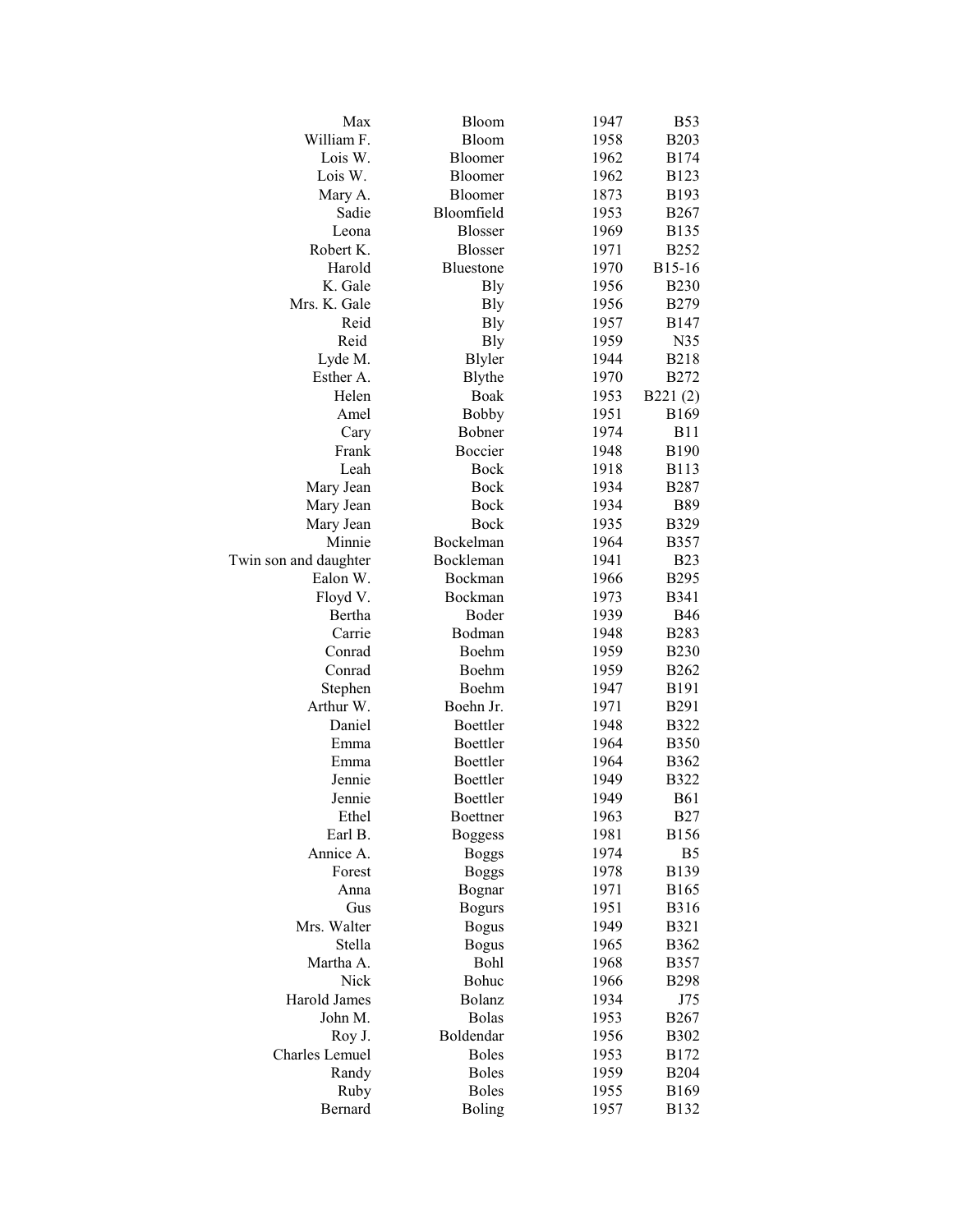| | | | |
|---|---|---|---|
| Max | Bloom | 1947 | B53 |
| William F. | Bloom | 1958 | B203 |
| Lois W. | Bloomer | 1962 | B174 |
| Lois W. | Bloomer | 1962 | B123 |
| Mary A. | Bloomer | 1873 | B193 |
| Sadie | Bloomfield | 1953 | B267 |
| Leona | Blosser | 1969 | B135 |
| Robert K. | Blosser | 1971 | B252 |
| Harold | Bluestone | 1970 | B15-16 |
| K. Gale | Bly | 1956 | B230 |
| Mrs. K. Gale | Bly | 1956 | B279 |
| Reid | Bly | 1957 | B147 |
| Reid | Bly | 1959 | N35 |
| Lyde M. | Blyler | 1944 | B218 |
| Esther A. | Blythe | 1970 | B272 |
| Helen | Boak | 1953 | B221 (2) |
| Amel | Bobby | 1951 | B169 |
| Cary | Bobner | 1974 | B11 |
| Frank | Boccier | 1948 | B190 |
| Leah | Bock | 1918 | B113 |
| Mary Jean | Bock | 1934 | B287 |
| Mary Jean | Bock | 1934 | B89 |
| Mary Jean | Bock | 1935 | B329 |
| Minnie | Bockelman | 1964 | B357 |
| Twin son and daughter | Bockleman | 1941 | B23 |
| Ealon W. | Bockman | 1966 | B295 |
| Floyd V. | Bockman | 1973 | B341 |
| Bertha | Boder | 1939 | B46 |
| Carrie | Bodman | 1948 | B283 |
| Conrad | Boehm | 1959 | B230 |
| Conrad | Boehm | 1959 | B262 |
| Stephen | Boehm | 1947 | B191 |
| Arthur W. | Boehn Jr. | 1971 | B291 |
| Daniel | Boettler | 1948 | B322 |
| Emma | Boettler | 1964 | B350 |
| Emma | Boettler | 1964 | B362 |
| Jennie | Boettler | 1949 | B322 |
| Jennie | Boettler | 1949 | B61 |
| Ethel | Boettner | 1963 | B27 |
| Earl B. | Boggess | 1981 | B156 |
| Annice A. | Boggs | 1974 | B5 |
| Forest | Boggs | 1978 | B139 |
| Anna | Bognar | 1971 | B165 |
| Gus | Bogurs | 1951 | B316 |
| Mrs. Walter | Bogus | 1949 | B321 |
| Stella | Bogus | 1965 | B362 |
| Martha A. | Bohl | 1968 | B357 |
| Nick | Bohuc | 1966 | B298 |
| Harold James | Bolanz | 1934 | J75 |
| John M. | Bolas | 1953 | B267 |
| Roy J. | Boldendar | 1956 | B302 |
| Charles Lemuel | Boles | 1953 | B172 |
| Randy | Boles | 1959 | B204 |
| Ruby | Boles | 1955 | B169 |
| Bernard | Boling | 1957 | B132 |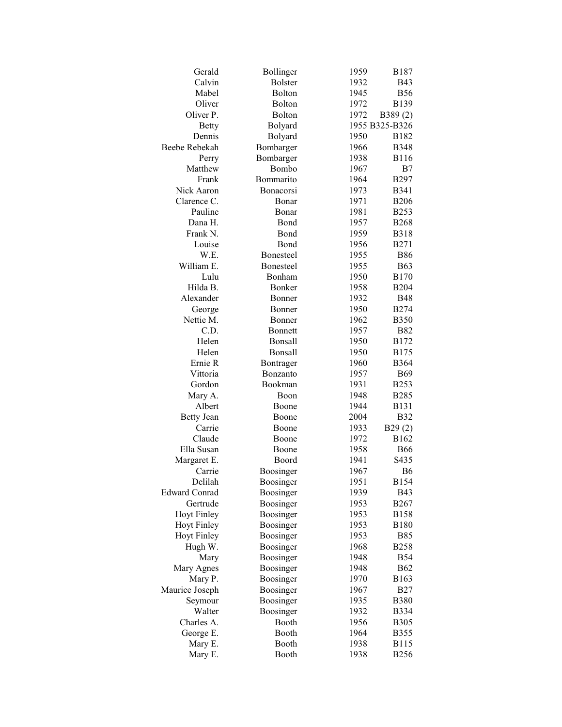| | | | |
|---|---|---|---|
| Gerald | Bollinger | 1959 | B187 |
| Calvin | Bolster | 1932 | B43 |
| Mabel | Bolton | 1945 | B56 |
| Oliver | Bolton | 1972 | B139 |
| Oliver P. | Bolton | 1972 | B389 (2) |
| Betty | Bolyard | 1955 | B325-B326 |
| Dennis | Bolyard | 1950 | B182 |
| Beebe Rebekah | Bombarger | 1966 | B348 |
| Perry | Bombarger | 1938 | B116 |
| Matthew | Bombo | 1967 | B7 |
| Frank | Bommarito | 1964 | B297 |
| Nick Aaron | Bonacorsi | 1973 | B341 |
| Clarence C. | Bonar | 1971 | B206 |
| Pauline | Bonar | 1981 | B253 |
| Dana H. | Bond | 1957 | B268 |
| Frank N. | Bond | 1959 | B318 |
| Louise | Bond | 1956 | B271 |
| W.E. | Bonesteel | 1955 | B86 |
| William E. | Bonesteel | 1955 | B63 |
| Lulu | Bonham | 1950 | B170 |
| Hilda B. | Bonker | 1958 | B204 |
| Alexander | Bonner | 1932 | B48 |
| George | Bonner | 1950 | B274 |
| Nettie M. | Bonner | 1962 | B350 |
| C.D. | Bonnett | 1957 | B82 |
| Helen | Bonsall | 1950 | B172 |
| Helen | Bonsall | 1950 | B175 |
| Ernie R | Bontrager | 1960 | B364 |
| Vittoria | Bonzanto | 1957 | B69 |
| Gordon | Bookman | 1931 | B253 |
| Mary A. | Boon | 1948 | B285 |
| Albert | Boone | 1944 | B131 |
| Betty Jean | Boone | 2004 | B32 |
| Carrie | Boone | 1933 | B29 (2) |
| Claude | Boone | 1972 | B162 |
| Ella Susan | Boone | 1958 | B66 |
| Margaret E. | Boord | 1941 | S435 |
| Carrie | Boosinger | 1967 | B6 |
| Delilah | Boosinger | 1951 | B154 |
| Edward Conrad | Boosinger | 1939 | B43 |
| Gertrude | Boosinger | 1953 | B267 |
| Hoyt Finley | Boosinger | 1953 | B158 |
| Hoyt Finley | Boosinger | 1953 | B180 |
| Hoyt Finley | Boosinger | 1953 | B85 |
| Hugh W. | Boosinger | 1968 | B258 |
| Mary | Boosinger | 1948 | B54 |
| Mary Agnes | Boosinger | 1948 | B62 |
| Mary P. | Boosinger | 1970 | B163 |
| Maurice Joseph | Boosinger | 1967 | B27 |
| Seymour | Boosinger | 1935 | B380 |
| Walter | Boosinger | 1932 | B334 |
| Charles A. | Booth | 1956 | B305 |
| George E. | Booth | 1964 | B355 |
| Mary E. | Booth | 1938 | B115 |
| Mary E. | Booth | 1938 | B256 |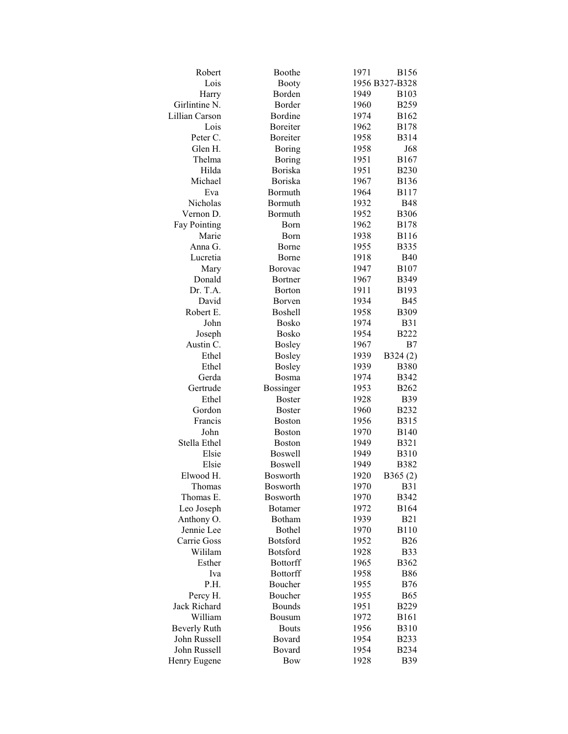| | | | |
|---|---|---|---|
| Robert | Boothe | 1971 | B156 |
| Lois | Booty | 1956 | B327-B328 |
| Harry | Borden | 1949 | B103 |
| Girlintine N. | Border | 1960 | B259 |
| Lillian Carson | Bordine | 1974 | B162 |
| Lois | Boreiter | 1962 | B178 |
| Peter C. | Boreiter | 1958 | B314 |
| Glen H. | Boring | 1958 | J68 |
| Thelma | Boring | 1951 | B167 |
| Hilda | Boriska | 1951 | B230 |
| Michael | Boriska | 1967 | B136 |
| Eva | Bormuth | 1964 | B117 |
| Nicholas | Bormuth | 1932 | B48 |
| Vernon D. | Bormuth | 1952 | B306 |
| Fay Pointing | Born | 1962 | B178 |
| Marie | Born | 1938 | B116 |
| Anna G. | Borne | 1955 | B335 |
| Lucretia | Borne | 1918 | B40 |
| Mary | Borovac | 1947 | B107 |
| Donald | Bortner | 1967 | B349 |
| Dr. T.A. | Borton | 1911 | B193 |
| David | Borven | 1934 | B45 |
| Robert E. | Boshell | 1958 | B309 |
| John | Bosko | 1974 | B31 |
| Joseph | Bosko | 1954 | B222 |
| Austin C. | Bosley | 1967 | B7 |
| Ethel | Bosley | 1939 | B324 (2) |
| Ethel | Bosley | 1939 | B380 |
| Gerda | Bosma | 1974 | B342 |
| Gertrude | Bossinger | 1953 | B262 |
| Ethel | Boster | 1928 | B39 |
| Gordon | Boster | 1960 | B232 |
| Francis | Boston | 1956 | B315 |
| John | Boston | 1970 | B140 |
| Stella Ethel | Boston | 1949 | B321 |
| Elsie | Boswell | 1949 | B310 |
| Elsie | Boswell | 1949 | B382 |
| Elwood H. | Bosworth | 1920 | B365 (2) |
| Thomas | Bosworth | 1970 | B31 |
| Thomas E. | Bosworth | 1970 | B342 |
| Leo Joseph | Botamer | 1972 | B164 |
| Anthony O. | Botham | 1939 | B21 |
| Jennie Lee | Bothel | 1970 | B110 |
| Carrie Goss | Botsford | 1952 | B26 |
| Wililam | Botsford | 1928 | B33 |
| Esther | Bottorff | 1965 | B362 |
| Iva | Bottorff | 1958 | B86 |
| P.H. | Boucher | 1955 | B76 |
| Percy H. | Boucher | 1955 | B65 |
| Jack Richard | Bounds | 1951 | B229 |
| William | Bousum | 1972 | B161 |
| Beverly Ruth | Bouts | 1956 | B310 |
| John Russell | Bovard | 1954 | B233 |
| John Russell | Bovard | 1954 | B234 |
| Henry Eugene | Bow | 1928 | B39 |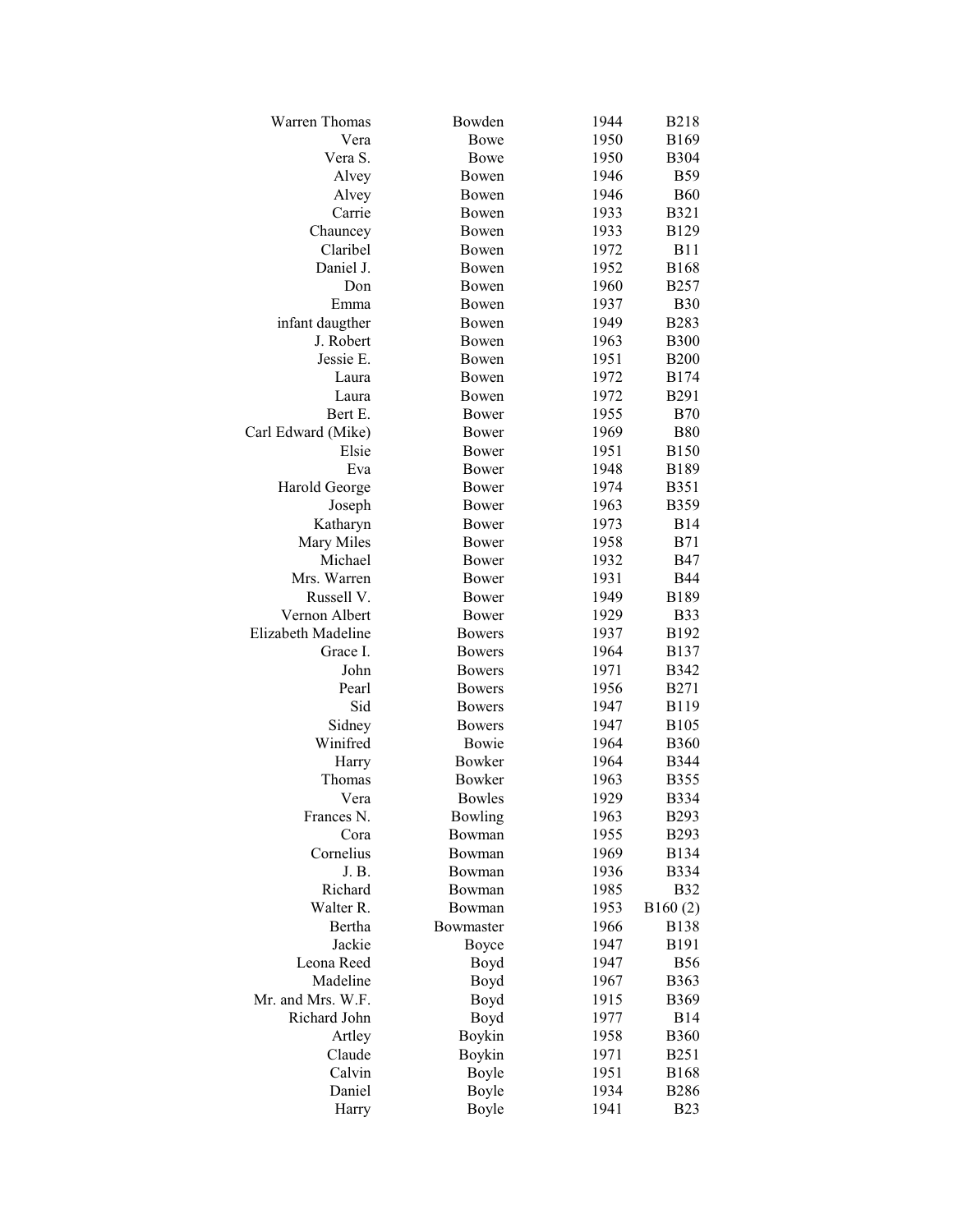| | | | |
|---|---|---|---|
| Warren Thomas | Bowden | 1944 | B218 |
| Vera | Bowe | 1950 | B169 |
| Vera S. | Bowe | 1950 | B304 |
| Alvey | Bowen | 1946 | B59 |
| Alvey | Bowen | 1946 | B60 |
| Carrie | Bowen | 1933 | B321 |
| Chauncey | Bowen | 1933 | B129 |
| Claribel | Bowen | 1972 | B11 |
| Daniel J. | Bowen | 1952 | B168 |
| Don | Bowen | 1960 | B257 |
| Emma | Bowen | 1937 | B30 |
| infant daugther | Bowen | 1949 | B283 |
| J. Robert | Bowen | 1963 | B300 |
| Jessie E. | Bowen | 1951 | B200 |
| Laura | Bowen | 1972 | B174 |
| Laura | Bowen | 1972 | B291 |
| Bert E. | Bower | 1955 | B70 |
| Carl Edward (Mike) | Bower | 1969 | B80 |
| Elsie | Bower | 1951 | B150 |
| Eva | Bower | 1948 | B189 |
| Harold George | Bower | 1974 | B351 |
| Joseph | Bower | 1963 | B359 |
| Katharyn | Bower | 1973 | B14 |
| Mary Miles | Bower | 1958 | B71 |
| Michael | Bower | 1932 | B47 |
| Mrs. Warren | Bower | 1931 | B44 |
| Russell V. | Bower | 1949 | B189 |
| Vernon Albert | Bower | 1929 | B33 |
| Elizabeth Madeline | Bowers | 1937 | B192 |
| Grace I. | Bowers | 1964 | B137 |
| John | Bowers | 1971 | B342 |
| Pearl | Bowers | 1956 | B271 |
| Sid | Bowers | 1947 | B119 |
| Sidney | Bowers | 1947 | B105 |
| Winifred | Bowie | 1964 | B360 |
| Harry | Bowker | 1964 | B344 |
| Thomas | Bowker | 1963 | B355 |
| Vera | Bowles | 1929 | B334 |
| Frances N. | Bowling | 1963 | B293 |
| Cora | Bowman | 1955 | B293 |
| Cornelius | Bowman | 1969 | B134 |
| J. B. | Bowman | 1936 | B334 |
| Richard | Bowman | 1985 | B32 |
| Walter R. | Bowman | 1953 | B160 (2) |
| Bertha | Bowmaster | 1966 | B138 |
| Jackie | Boyce | 1947 | B191 |
| Leona Reed | Boyd | 1947 | B56 |
| Madeline | Boyd | 1967 | B363 |
| Mr. and Mrs. W.F. | Boyd | 1915 | B369 |
| Richard John | Boyd | 1977 | B14 |
| Artley | Boykin | 1958 | B360 |
| Claude | Boykin | 1971 | B251 |
| Calvin | Boyle | 1951 | B168 |
| Daniel | Boyle | 1934 | B286 |
| Harry | Boyle | 1941 | B23 |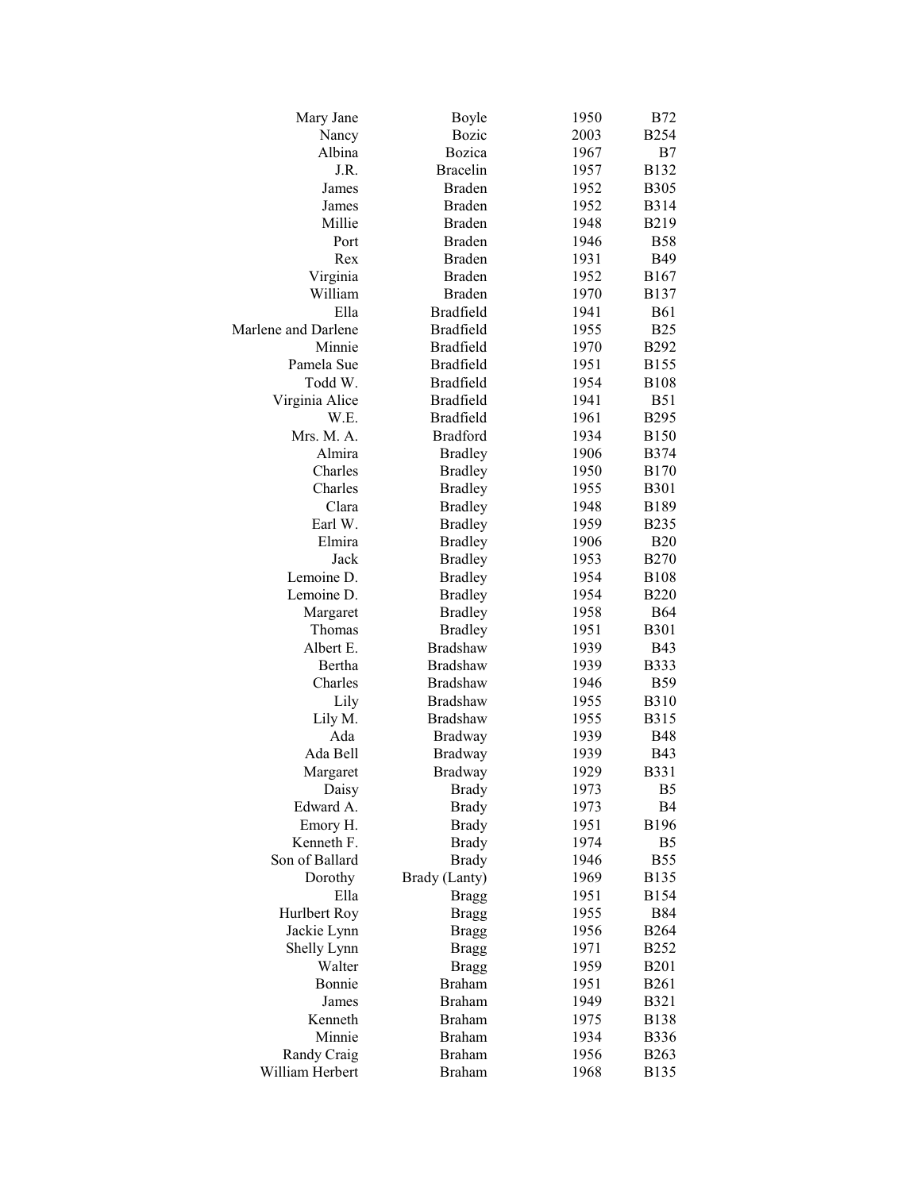| | | | |
|---|---|---|---|
| Mary Jane | Boyle | 1950 | B72 |
| Nancy | Bozic | 2003 | B254 |
| Albina | Bozica | 1967 | B7 |
| J.R. | Bracelin | 1957 | B132 |
| James | Braden | 1952 | B305 |
| James | Braden | 1952 | B314 |
| Millie | Braden | 1948 | B219 |
| Port | Braden | 1946 | B58 |
| Rex | Braden | 1931 | B49 |
| Virginia | Braden | 1952 | B167 |
| William | Braden | 1970 | B137 |
| Ella | Bradfield | 1941 | B61 |
| Marlene and Darlene | Bradfield | 1955 | B25 |
| Minnie | Bradfield | 1970 | B292 |
| Pamela Sue | Bradfield | 1951 | B155 |
| Todd W. | Bradfield | 1954 | B108 |
| Virginia Alice | Bradfield | 1941 | B51 |
| W.E. | Bradfield | 1961 | B295 |
| Mrs. M. A. | Bradford | 1934 | B150 |
| Almira | Bradley | 1906 | B374 |
| Charles | Bradley | 1950 | B170 |
| Charles | Bradley | 1955 | B301 |
| Clara | Bradley | 1948 | B189 |
| Earl W. | Bradley | 1959 | B235 |
| Elmira | Bradley | 1906 | B20 |
| Jack | Bradley | 1953 | B270 |
| Lemoine D. | Bradley | 1954 | B108 |
| Lemoine D. | Bradley | 1954 | B220 |
| Margaret | Bradley | 1958 | B64 |
| Thomas | Bradley | 1951 | B301 |
| Albert E. | Bradshaw | 1939 | B43 |
| Bertha | Bradshaw | 1939 | B333 |
| Charles | Bradshaw | 1946 | B59 |
| Lily | Bradshaw | 1955 | B310 |
| Lily M. | Bradshaw | 1955 | B315 |
| Ada | Bradway | 1939 | B48 |
| Ada Bell | Bradway | 1939 | B43 |
| Margaret | Bradway | 1929 | B331 |
| Daisy | Brady | 1973 | B5 |
| Edward A. | Brady | 1973 | B4 |
| Emory H. | Brady | 1951 | B196 |
| Kenneth F. | Brady | 1974 | B5 |
| Son of Ballard | Brady | 1946 | B55 |
| Dorothy | Brady (Lanty) | 1969 | B135 |
| Ella | Bragg | 1951 | B154 |
| Hurlbert Roy | Bragg | 1955 | B84 |
| Jackie Lynn | Bragg | 1956 | B264 |
| Shelly Lynn | Bragg | 1971 | B252 |
| Walter | Bragg | 1959 | B201 |
| Bonnie | Braham | 1951 | B261 |
| James | Braham | 1949 | B321 |
| Kenneth | Braham | 1975 | B138 |
| Minnie | Braham | 1934 | B336 |
| Randy Craig | Braham | 1956 | B263 |
| William Herbert | Braham | 1968 | B135 |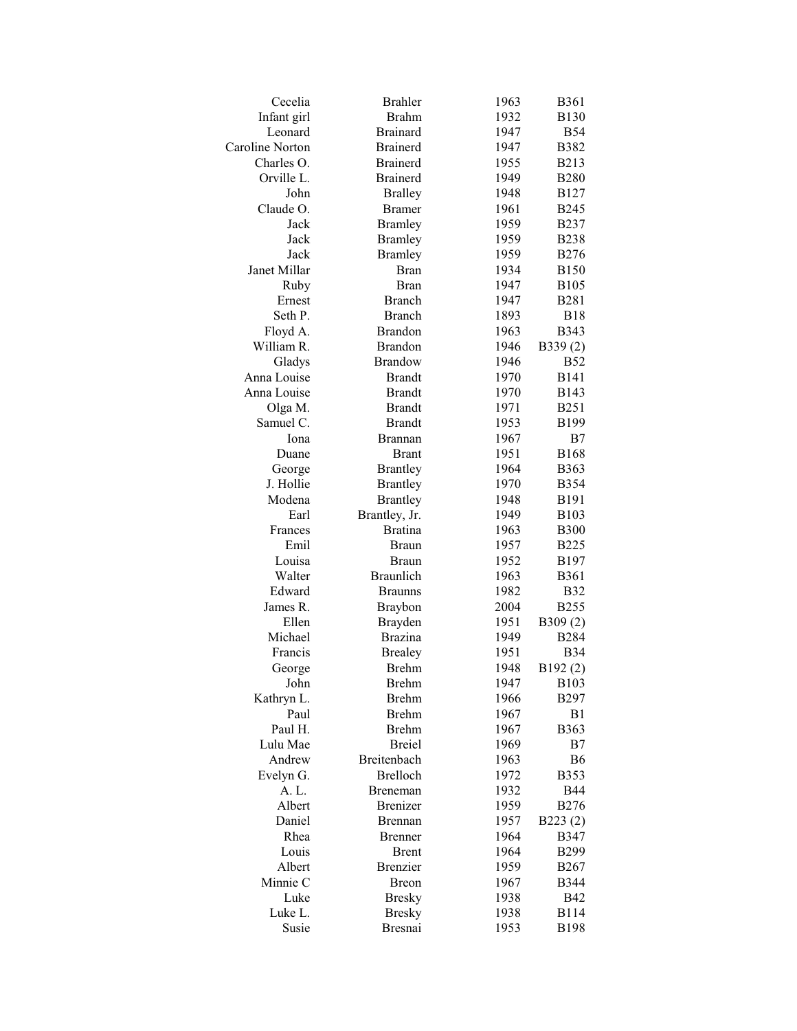| | | | |
|---|---|---|---|
| Cecelia | Brahler | 1963 | B361 |
| Infant girl | Brahm | 1932 | B130 |
| Leonard | Brainard | 1947 | B54 |
| Caroline Norton | Brainerd | 1947 | B382 |
| Charles O. | Brainerd | 1955 | B213 |
| Orville L. | Brainerd | 1949 | B280 |
| John | Bralley | 1948 | B127 |
| Claude O. | Bramer | 1961 | B245 |
| Jack | Bramley | 1959 | B237 |
| Jack | Bramley | 1959 | B238 |
| Jack | Bramley | 1959 | B276 |
| Janet Millar | Bran | 1934 | B150 |
| Ruby | Bran | 1947 | B105 |
| Ernest | Branch | 1947 | B281 |
| Seth P. | Branch | 1893 | B18 |
| Floyd A. | Brandon | 1963 | B343 |
| William R. | Brandon | 1946 | B339 (2) |
| Gladys | Brandow | 1946 | B52 |
| Anna Louise | Brandt | 1970 | B141 |
| Anna Louise | Brandt | 1970 | B143 |
| Olga M. | Brandt | 1971 | B251 |
| Samuel C. | Brandt | 1953 | B199 |
| Iona | Brannan | 1967 | B7 |
| Duane | Brant | 1951 | B168 |
| George | Brantley | 1964 | B363 |
| J. Hollie | Brantley | 1970 | B354 |
| Modena | Brantley | 1948 | B191 |
| Earl | Brantley, Jr. | 1949 | B103 |
| Frances | Bratina | 1963 | B300 |
| Emil | Braun | 1957 | B225 |
| Louisa | Braun | 1952 | B197 |
| Walter | Braunlich | 1963 | B361 |
| Edward | Braunns | 1982 | B32 |
| James R. | Braybon | 2004 | B255 |
| Ellen | Brayden | 1951 | B309 (2) |
| Michael | Brazina | 1949 | B284 |
| Francis | Brealey | 1951 | B34 |
| George | Brehm | 1948 | B192 (2) |
| John | Brehm | 1947 | B103 |
| Kathryn L. | Brehm | 1966 | B297 |
| Paul | Brehm | 1967 | B1 |
| Paul H. | Brehm | 1967 | B363 |
| Lulu Mae | Breiel | 1969 | B7 |
| Andrew | Breitenbach | 1963 | B6 |
| Evelyn G. | Brelloch | 1972 | B353 |
| A. L. | Breneman | 1932 | B44 |
| Albert | Brenizer | 1959 | B276 |
| Daniel | Brennan | 1957 | B223 (2) |
| Rhea | Brenner | 1964 | B347 |
| Louis | Brent | 1964 | B299 |
| Albert | Brenzier | 1959 | B267 |
| Minnie C | Breon | 1967 | B344 |
| Luke | Bresky | 1938 | B42 |
| Luke L. | Bresky | 1938 | B114 |
| Susie | Bresnai | 1953 | B198 |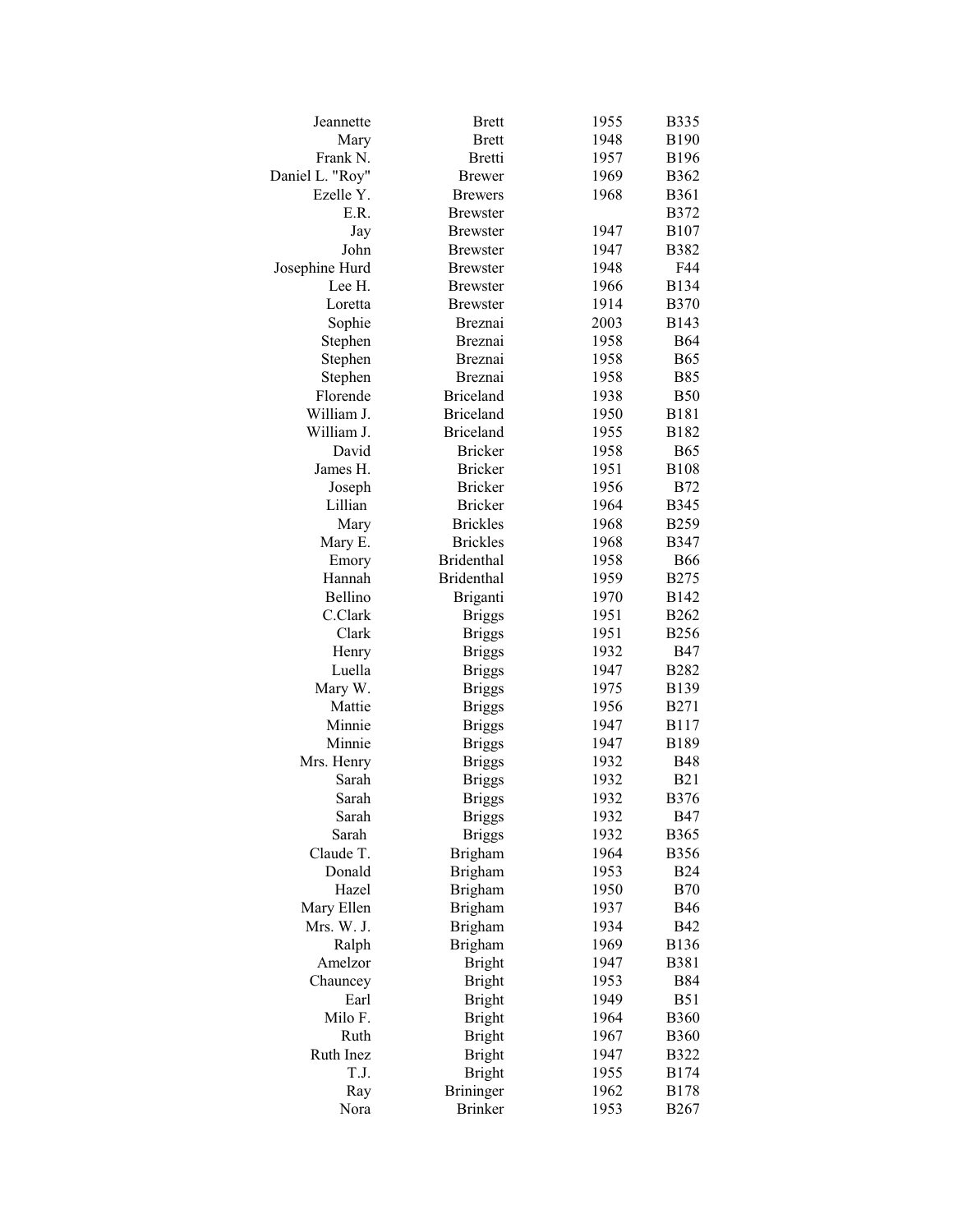| | | | |
|---|---|---|---|
| Jeannette | Brett | 1955 | B335 |
| Mary | Brett | 1948 | B190 |
| Frank N. | Bretti | 1957 | B196 |
| Daniel L. "Roy" | Brewer | 1969 | B362 |
| Ezelle Y. | Brewers | 1968 | B361 |
| E.R. | Brewster | | B372 |
| Jay | Brewster | 1947 | B107 |
| John | Brewster | 1947 | B382 |
| Josephine Hurd | Brewster | 1948 | F44 |
| Lee H. | Brewster | 1966 | B134 |
| Loretta | Brewster | 1914 | B370 |
| Sophie | Breznai | 2003 | B143 |
| Stephen | Breznai | 1958 | B64 |
| Stephen | Breznai | 1958 | B65 |
| Stephen | Breznai | 1958 | B85 |
| Florende | Briceland | 1938 | B50 |
| William J. | Briceland | 1950 | B181 |
| William J. | Briceland | 1955 | B182 |
| David | Bricker | 1958 | B65 |
| James H. | Bricker | 1951 | B108 |
| Joseph | Bricker | 1956 | B72 |
| Lillian | Bricker | 1964 | B345 |
| Mary | Brickles | 1968 | B259 |
| Mary E. | Brickles | 1968 | B347 |
| Emory | Bridenthal | 1958 | B66 |
| Hannah | Bridenthal | 1959 | B275 |
| Bellino | Briganti | 1970 | B142 |
| C.Clark | Briggs | 1951 | B262 |
| Clark | Briggs | 1951 | B256 |
| Henry | Briggs | 1932 | B47 |
| Luella | Briggs | 1947 | B282 |
| Mary W. | Briggs | 1975 | B139 |
| Mattie | Briggs | 1956 | B271 |
| Minnie | Briggs | 1947 | B117 |
| Minnie | Briggs | 1947 | B189 |
| Mrs. Henry | Briggs | 1932 | B48 |
| Sarah | Briggs | 1932 | B21 |
| Sarah | Briggs | 1932 | B376 |
| Sarah | Briggs | 1932 | B47 |
| Sarah | Briggs | 1932 | B365 |
| Claude T. | Brigham | 1964 | B356 |
| Donald | Brigham | 1953 | B24 |
| Hazel | Brigham | 1950 | B70 |
| Mary Ellen | Brigham | 1937 | B46 |
| Mrs. W. J. | Brigham | 1934 | B42 |
| Ralph | Brigham | 1969 | B136 |
| Amelzor | Bright | 1947 | B381 |
| Chauncey | Bright | 1953 | B84 |
| Earl | Bright | 1949 | B51 |
| Milo F. | Bright | 1964 | B360 |
| Ruth | Bright | 1967 | B360 |
| Ruth Inez | Bright | 1947 | B322 |
| T.J. | Bright | 1955 | B174 |
| Ray | Brininger | 1962 | B178 |
| Nora | Brinker | 1953 | B267 |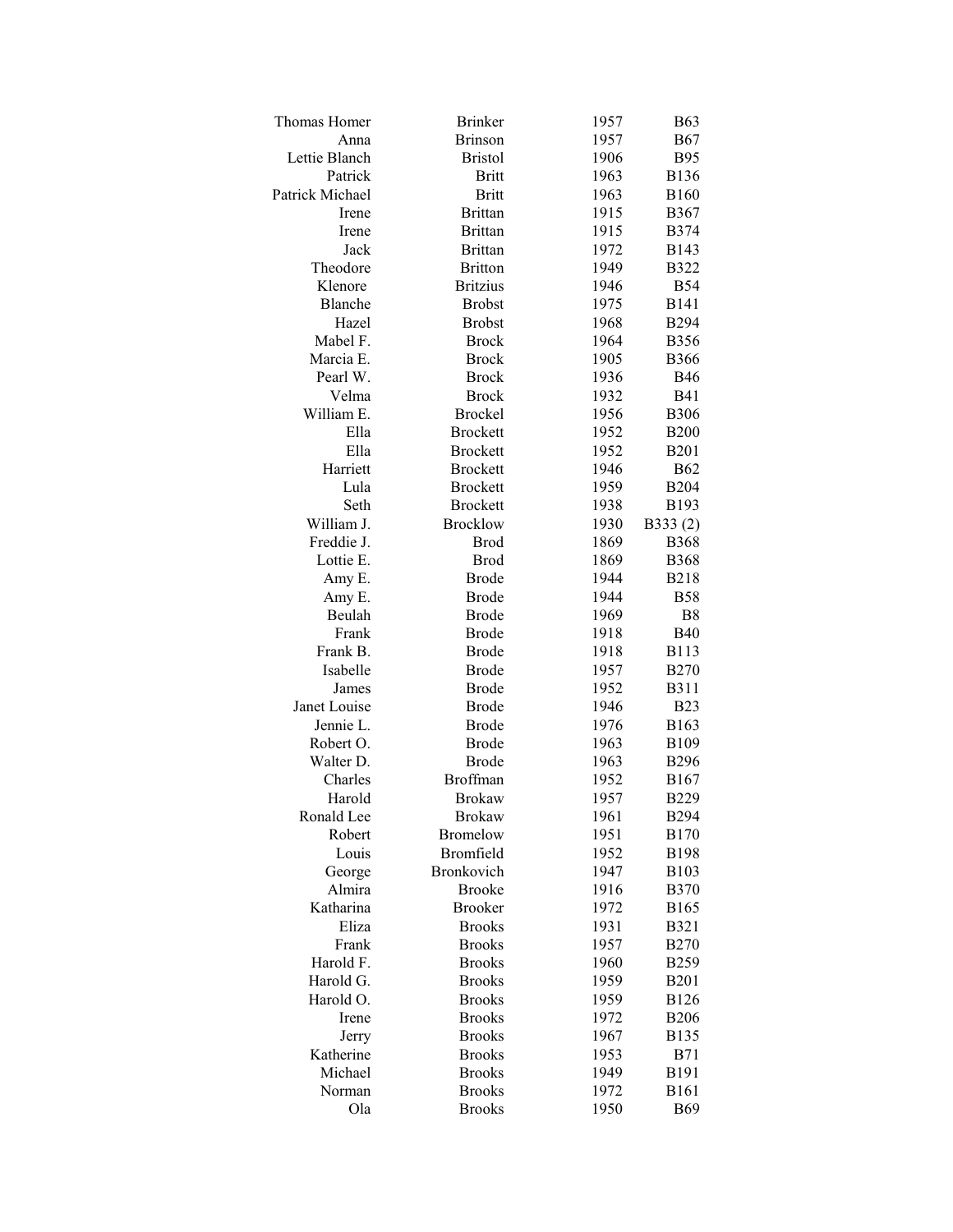| | | | |
|---|---|---|---|
| Thomas Homer | Brinker | 1957 | B63 |
| Anna | Brinson | 1957 | B67 |
| Lettie Blanch | Bristol | 1906 | B95 |
| Patrick | Britt | 1963 | B136 |
| Patrick Michael | Britt | 1963 | B160 |
| Irene | Brittan | 1915 | B367 |
| Irene | Brittan | 1915 | B374 |
| Jack | Brittan | 1972 | B143 |
| Theodore | Britton | 1949 | B322 |
| Klenore | Britzius | 1946 | B54 |
| Blanche | Brobst | 1975 | B141 |
| Hazel | Brobst | 1968 | B294 |
| Mabel F. | Brock | 1964 | B356 |
| Marcia E. | Brock | 1905 | B366 |
| Pearl W. | Brock | 1936 | B46 |
| Velma | Brock | 1932 | B41 |
| William E. | Brockel | 1956 | B306 |
| Ella | Brockett | 1952 | B200 |
| Ella | Brockett | 1952 | B201 |
| Harriett | Brockett | 1946 | B62 |
| Lula | Brockett | 1959 | B204 |
| Seth | Brockett | 1938 | B193 |
| William J. | Brocklow | 1930 | B333 (2) |
| Freddie J. | Brod | 1869 | B368 |
| Lottie E. | Brod | 1869 | B368 |
| Amy E. | Brode | 1944 | B218 |
| Amy E. | Brode | 1944 | B58 |
| Beulah | Brode | 1969 | B8 |
| Frank | Brode | 1918 | B40 |
| Frank B. | Brode | 1918 | B113 |
| Isabelle | Brode | 1957 | B270 |
| James | Brode | 1952 | B311 |
| Janet Louise | Brode | 1946 | B23 |
| Jennie L. | Brode | 1976 | B163 |
| Robert O. | Brode | 1963 | B109 |
| Walter D. | Brode | 1963 | B296 |
| Charles | Broffman | 1952 | B167 |
| Harold | Brokaw | 1957 | B229 |
| Ronald Lee | Brokaw | 1961 | B294 |
| Robert | Bromelow | 1951 | B170 |
| Louis | Bromfield | 1952 | B198 |
| George | Bronkovich | 1947 | B103 |
| Almira | Brooke | 1916 | B370 |
| Katharina | Brooker | 1972 | B165 |
| Eliza | Brooks | 1931 | B321 |
| Frank | Brooks | 1957 | B270 |
| Harold F. | Brooks | 1960 | B259 |
| Harold G. | Brooks | 1959 | B201 |
| Harold O. | Brooks | 1959 | B126 |
| Irene | Brooks | 1972 | B206 |
| Jerry | Brooks | 1967 | B135 |
| Katherine | Brooks | 1953 | B71 |
| Michael | Brooks | 1949 | B191 |
| Norman | Brooks | 1972 | B161 |
| Ola | Brooks | 1950 | B69 |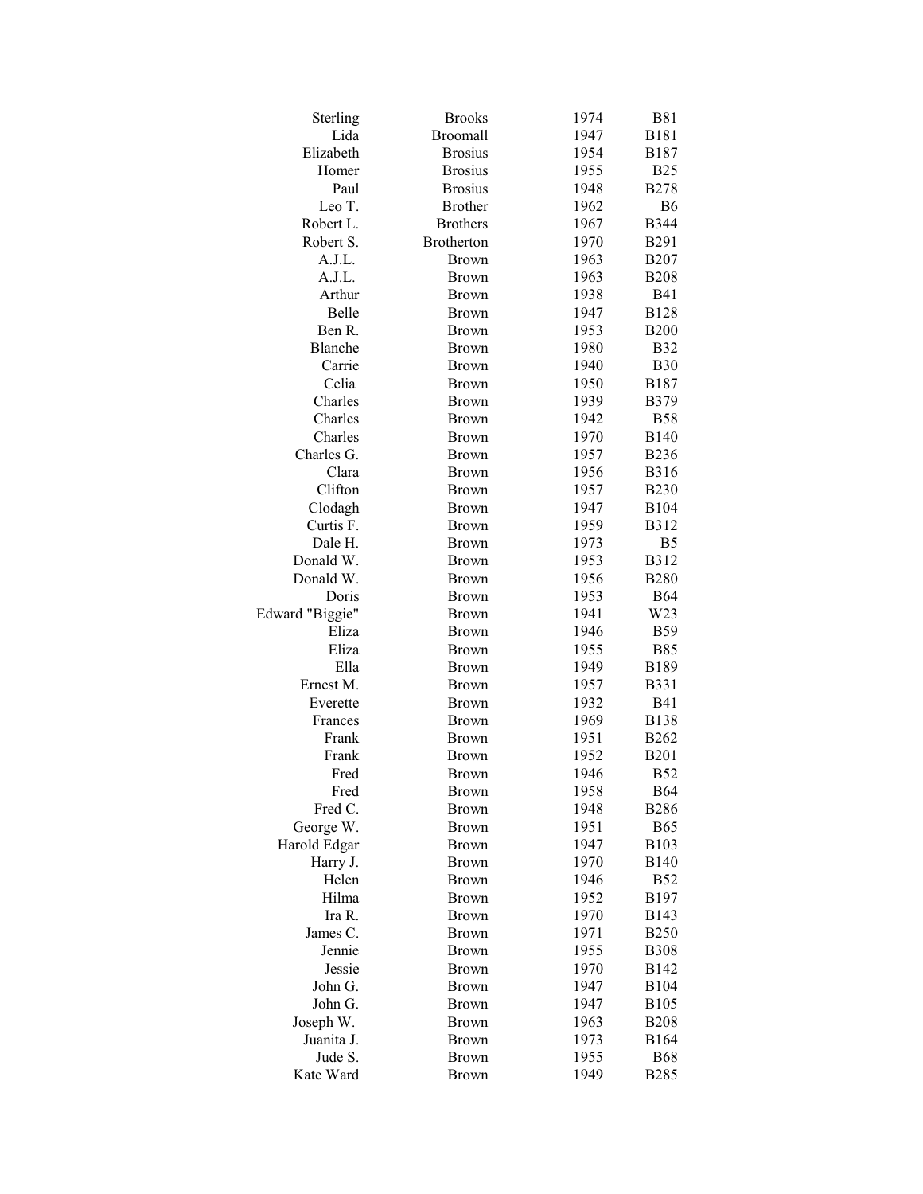| | | | |
|---|---|---|---|
| Sterling | Brooks | 1974 | B81 |
| Lida | Broomall | 1947 | B181 |
| Elizabeth | Brosius | 1954 | B187 |
| Homer | Brosius | 1955 | B25 |
| Paul | Brosius | 1948 | B278 |
| Leo T. | Brother | 1962 | B6 |
| Robert L. | Brothers | 1967 | B344 |
| Robert S. | Brotherton | 1970 | B291 |
| A.J.L. | Brown | 1963 | B207 |
| A.J.L. | Brown | 1963 | B208 |
| Arthur | Brown | 1938 | B41 |
| Belle | Brown | 1947 | B128 |
| Ben R. | Brown | 1953 | B200 |
| Blanche | Brown | 1980 | B32 |
| Carrie | Brown | 1940 | B30 |
| Celia | Brown | 1950 | B187 |
| Charles | Brown | 1939 | B379 |
| Charles | Brown | 1942 | B58 |
| Charles | Brown | 1970 | B140 |
| Charles G. | Brown | 1957 | B236 |
| Clara | Brown | 1956 | B316 |
| Clifton | Brown | 1957 | B230 |
| Clodagh | Brown | 1947 | B104 |
| Curtis F. | Brown | 1959 | B312 |
| Dale H. | Brown | 1973 | B5 |
| Donald W. | Brown | 1953 | B312 |
| Donald W. | Brown | 1956 | B280 |
| Doris | Brown | 1953 | B64 |
| Edward "Biggie" | Brown | 1941 | W23 |
| Eliza | Brown | 1946 | B59 |
| Eliza | Brown | 1955 | B85 |
| Ella | Brown | 1949 | B189 |
| Ernest M. | Brown | 1957 | B331 |
| Everette | Brown | 1932 | B41 |
| Frances | Brown | 1969 | B138 |
| Frank | Brown | 1951 | B262 |
| Frank | Brown | 1952 | B201 |
| Fred | Brown | 1946 | B52 |
| Fred | Brown | 1958 | B64 |
| Fred C. | Brown | 1948 | B286 |
| George W. | Brown | 1951 | B65 |
| Harold Edgar | Brown | 1947 | B103 |
| Harry J. | Brown | 1970 | B140 |
| Helen | Brown | 1946 | B52 |
| Hilma | Brown | 1952 | B197 |
| Ira R. | Brown | 1970 | B143 |
| James C. | Brown | 1971 | B250 |
| Jennie | Brown | 1955 | B308 |
| Jessie | Brown | 1970 | B142 |
| John G. | Brown | 1947 | B104 |
| John G. | Brown | 1947 | B105 |
| Joseph W. | Brown | 1963 | B208 |
| Juanita J. | Brown | 1973 | B164 |
| Jude S. | Brown | 1955 | B68 |
| Kate Ward | Brown | 1949 | B285 |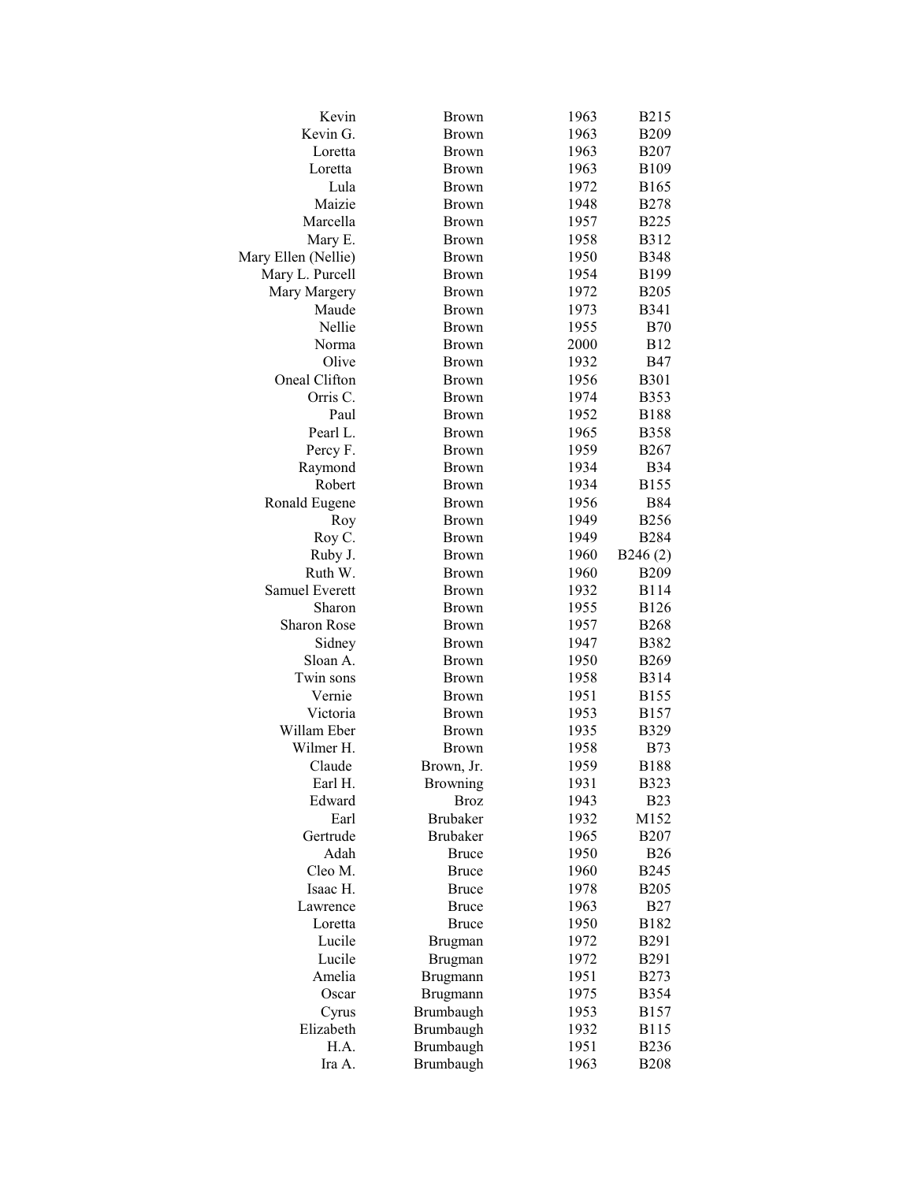| | | | |
|---|---|---|---|
| Kevin | Brown | 1963 | B215 |
| Kevin G. | Brown | 1963 | B209 |
| Loretta | Brown | 1963 | B207 |
| Loretta | Brown | 1963 | B109 |
| Lula | Brown | 1972 | B165 |
| Maizie | Brown | 1948 | B278 |
| Marcella | Brown | 1957 | B225 |
| Mary E. | Brown | 1958 | B312 |
| Mary Ellen (Nellie) | Brown | 1950 | B348 |
| Mary L. Purcell | Brown | 1954 | B199 |
| Mary Margery | Brown | 1972 | B205 |
| Maude | Brown | 1973 | B341 |
| Nellie | Brown | 1955 | B70 |
| Norma | Brown | 2000 | B12 |
| Olive | Brown | 1932 | B47 |
| Oneal Clifton | Brown | 1956 | B301 |
| Orris C. | Brown | 1974 | B353 |
| Paul | Brown | 1952 | B188 |
| Pearl L. | Brown | 1965 | B358 |
| Percy F. | Brown | 1959 | B267 |
| Raymond | Brown | 1934 | B34 |
| Robert | Brown | 1934 | B155 |
| Ronald Eugene | Brown | 1956 | B84 |
| Roy | Brown | 1949 | B256 |
| Roy C. | Brown | 1949 | B284 |
| Ruby J. | Brown | 1960 | B246 (2) |
| Ruth W. | Brown | 1960 | B209 |
| Samuel Everett | Brown | 1932 | B114 |
| Sharon | Brown | 1955 | B126 |
| Sharon Rose | Brown | 1957 | B268 |
| Sidney | Brown | 1947 | B382 |
| Sloan A. | Brown | 1950 | B269 |
| Twin sons | Brown | 1958 | B314 |
| Vernie | Brown | 1951 | B155 |
| Victoria | Brown | 1953 | B157 |
| Willam Eber | Brown | 1935 | B329 |
| Wilmer H. | Brown | 1958 | B73 |
| Claude | Brown, Jr. | 1959 | B188 |
| Earl H. | Browning | 1931 | B323 |
| Edward | Broz | 1943 | B23 |
| Earl | Brubaker | 1932 | M152 |
| Gertrude | Brubaker | 1965 | B207 |
| Adah | Bruce | 1950 | B26 |
| Cleo M. | Bruce | 1960 | B245 |
| Isaac H. | Bruce | 1978 | B205 |
| Lawrence | Bruce | 1963 | B27 |
| Loretta | Bruce | 1950 | B182 |
| Lucile | Brugman | 1972 | B291 |
| Lucile | Brugman | 1972 | B291 |
| Amelia | Brugmann | 1951 | B273 |
| Oscar | Brugmann | 1975 | B354 |
| Cyrus | Brumbaugh | 1953 | B157 |
| Elizabeth | Brumbaugh | 1932 | B115 |
| H.A. | Brumbaugh | 1951 | B236 |
| Ira A. | Brumbaugh | 1963 | B208 |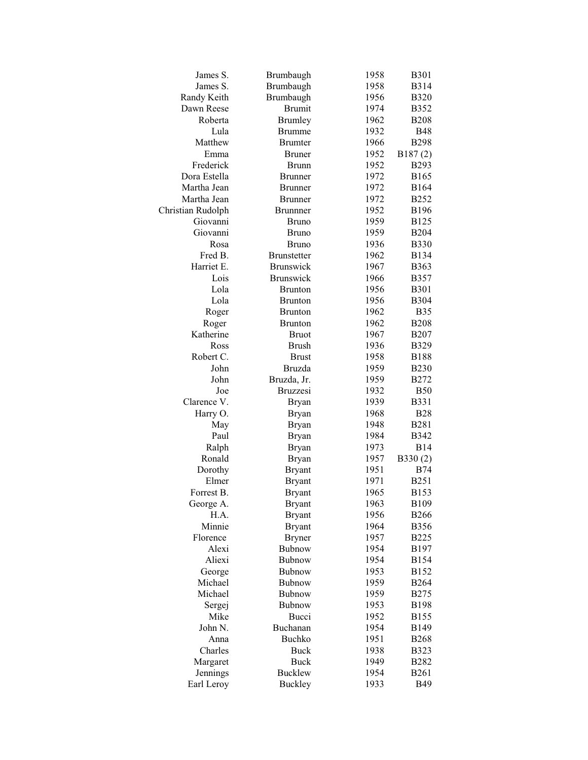| | | | |
|---|---|---|---|
| James S. | Brumbaugh | 1958 | B301 |
| James S. | Brumbaugh | 1958 | B314 |
| Randy Keith | Brumbaugh | 1956 | B320 |
| Dawn Reese | Brumit | 1974 | B352 |
| Roberta | Brumley | 1962 | B208 |
| Lula | Brumme | 1932 | B48 |
| Matthew | Brumter | 1966 | B298 |
| Emma | Bruner | 1952 | B187 (2) |
| Frederick | Brunn | 1952 | B293 |
| Dora Estella | Brunner | 1972 | B165 |
| Martha Jean | Brunner | 1972 | B164 |
| Martha Jean | Brunner | 1972 | B252 |
| Christian Rudolph | Brunnner | 1952 | B196 |
| Giovanni | Bruno | 1959 | B125 |
| Giovanni | Bruno | 1959 | B204 |
| Rosa | Bruno | 1936 | B330 |
| Fred B. | Brunstetter | 1962 | B134 |
| Harriet E. | Brunswick | 1967 | B363 |
| Lois | Brunswick | 1966 | B357 |
| Lola | Brunton | 1956 | B301 |
| Lola | Brunton | 1956 | B304 |
| Roger | Brunton | 1962 | B35 |
| Roger | Brunton | 1962 | B208 |
| Katherine | Bruot | 1967 | B207 |
| Ross | Brush | 1936 | B329 |
| Robert C. | Brust | 1958 | B188 |
| John | Bruzda | 1959 | B230 |
| John | Bruzda, Jr. | 1959 | B272 |
| Joe | Bruzzesi | 1932 | B50 |
| Clarence V. | Bryan | 1939 | B331 |
| Harry O. | Bryan | 1968 | B28 |
| May | Bryan | 1948 | B281 |
| Paul | Bryan | 1984 | B342 |
| Ralph | Bryan | 1973 | B14 |
| Ronald | Bryan | 1957 | B330 (2) |
| Dorothy | Bryant | 1951 | B74 |
| Elmer | Bryant | 1971 | B251 |
| Forrest B. | Bryant | 1965 | B153 |
| George A. | Bryant | 1963 | B109 |
| H.A. | Bryant | 1956 | B266 |
| Minnie | Bryant | 1964 | B356 |
| Florence | Bryner | 1957 | B225 |
| Alexi | Bubnow | 1954 | B197 |
| Aliexi | Bubnow | 1954 | B154 |
| George | Bubnow | 1953 | B152 |
| Michael | Bubnow | 1959 | B264 |
| Michael | Bubnow | 1959 | B275 |
| Sergej | Bubnow | 1953 | B198 |
| Mike | Bucci | 1952 | B155 |
| John N. | Buchanan | 1954 | B149 |
| Anna | Buchko | 1951 | B268 |
| Charles | Buck | 1938 | B323 |
| Margaret | Buck | 1949 | B282 |
| Jennings | Bucklew | 1954 | B261 |
| Earl Leroy | Buckley | 1933 | B49 |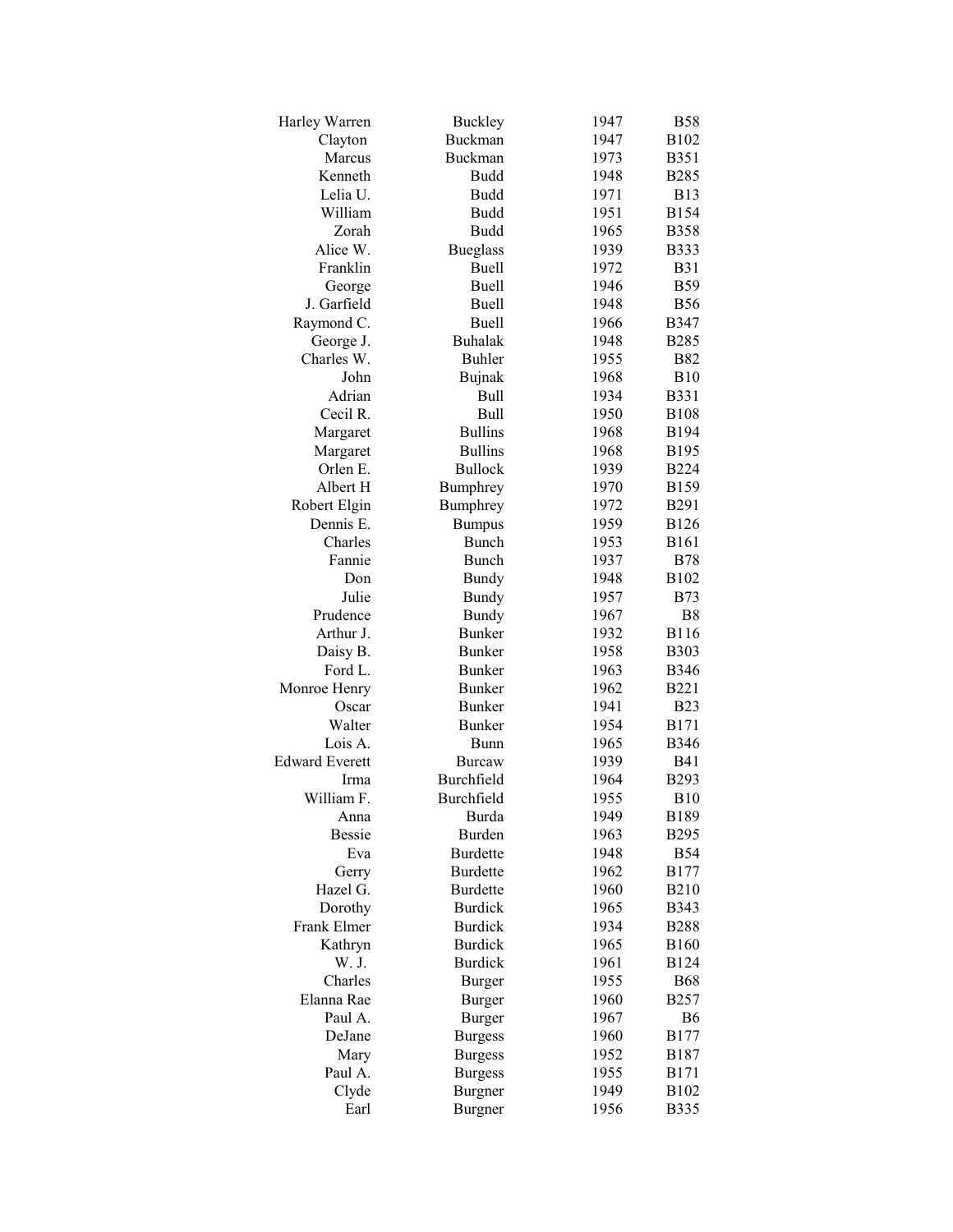| | | | |
|---|---|---|---|
| Harley Warren | Buckley | 1947 | B58 |
| Clayton | Buckman | 1947 | B102 |
| Marcus | Buckman | 1973 | B351 |
| Kenneth | Budd | 1948 | B285 |
| Lelia U. | Budd | 1971 | B13 |
| William | Budd | 1951 | B154 |
| Zorah | Budd | 1965 | B358 |
| Alice W. | Bueglass | 1939 | B333 |
| Franklin | Buell | 1972 | B31 |
| George | Buell | 1946 | B59 |
| J. Garfield | Buell | 1948 | B56 |
| Raymond C. | Buell | 1966 | B347 |
| George J. | Buhalak | 1948 | B285 |
| Charles W. | Buhler | 1955 | B82 |
| John | Bujnak | 1968 | B10 |
| Adrian | Bull | 1934 | B331 |
| Cecil R. | Bull | 1950 | B108 |
| Margaret | Bullins | 1968 | B194 |
| Margaret | Bullins | 1968 | B195 |
| Orlen E. | Bullock | 1939 | B224 |
| Albert H | Bumphrey | 1970 | B159 |
| Robert Elgin | Bumphrey | 1972 | B291 |
| Dennis E. | Bumpus | 1959 | B126 |
| Charles | Bunch | 1953 | B161 |
| Fannie | Bunch | 1937 | B78 |
| Don | Bundy | 1948 | B102 |
| Julie | Bundy | 1957 | B73 |
| Prudence | Bundy | 1967 | B8 |
| Arthur J. | Bunker | 1932 | B116 |
| Daisy B. | Bunker | 1958 | B303 |
| Ford L. | Bunker | 1963 | B346 |
| Monroe Henry | Bunker | 1962 | B221 |
| Oscar | Bunker | 1941 | B23 |
| Walter | Bunker | 1954 | B171 |
| Lois A. | Bunn | 1965 | B346 |
| Edward Everett | Burcaw | 1939 | B41 |
| Irma | Burchfield | 1964 | B293 |
| William F. | Burchfield | 1955 | B10 |
| Anna | Burda | 1949 | B189 |
| Bessie | Burden | 1963 | B295 |
| Eva | Burdette | 1948 | B54 |
| Gerry | Burdette | 1962 | B177 |
| Hazel G. | Burdette | 1960 | B210 |
| Dorothy | Burdick | 1965 | B343 |
| Frank Elmer | Burdick | 1934 | B288 |
| Kathryn | Burdick | 1965 | B160 |
| W. J. | Burdick | 1961 | B124 |
| Charles | Burger | 1955 | B68 |
| Elanna Rae | Burger | 1960 | B257 |
| Paul A. | Burger | 1967 | B6 |
| DeJane | Burgess | 1960 | B177 |
| Mary | Burgess | 1952 | B187 |
| Paul A. | Burgess | 1955 | B171 |
| Clyde | Burgner | 1949 | B102 |
| Earl | Burgner | 1956 | B335 |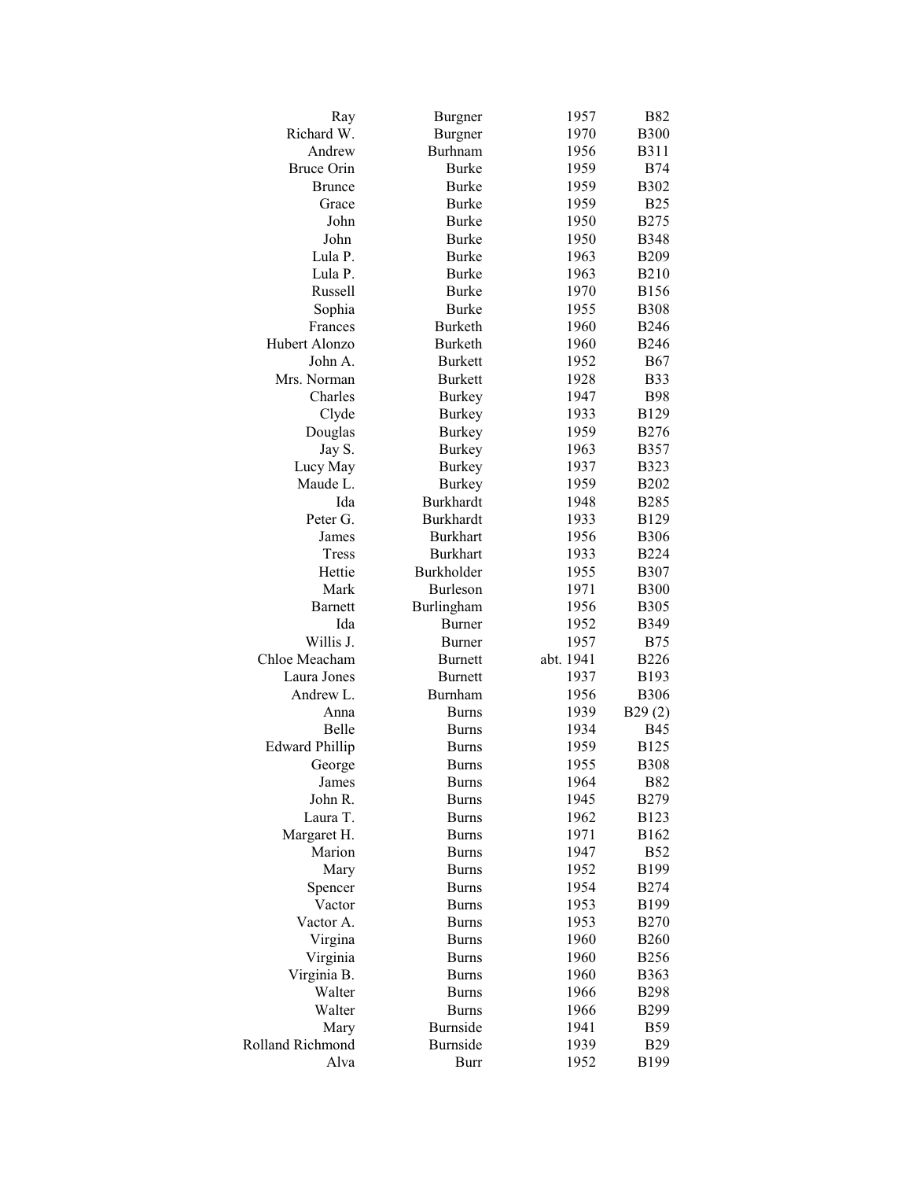| | | | |
|---|---|---|---|
| Ray | Burgner | 1957 | B82 |
| Richard W. | Burgner | 1970 | B300 |
| Andrew | Burhnam | 1956 | B311 |
| Bruce Orin | Burke | 1959 | B74 |
| Brunce | Burke | 1959 | B302 |
| Grace | Burke | 1959 | B25 |
| John | Burke | 1950 | B275 |
| John | Burke | 1950 | B348 |
| Lula P. | Burke | 1963 | B209 |
| Lula P. | Burke | 1963 | B210 |
| Russell | Burke | 1970 | B156 |
| Sophia | Burke | 1955 | B308 |
| Frances | Burketh | 1960 | B246 |
| Hubert Alonzo | Burketh | 1960 | B246 |
| John A. | Burkett | 1952 | B67 |
| Mrs. Norman | Burkett | 1928 | B33 |
| Charles | Burkey | 1947 | B98 |
| Clyde | Burkey | 1933 | B129 |
| Douglas | Burkey | 1959 | B276 |
| Jay S. | Burkey | 1963 | B357 |
| Lucy May | Burkey | 1937 | B323 |
| Maude L. | Burkey | 1959 | B202 |
| Ida | Burkhardt | 1948 | B285 |
| Peter G. | Burkhardt | 1933 | B129 |
| James | Burkhart | 1956 | B306 |
| Tress | Burkhart | 1933 | B224 |
| Hettie | Burkholder | 1955 | B307 |
| Mark | Burleson | 1971 | B300 |
| Barnett | Burlingham | 1956 | B305 |
| Ida | Burner | 1952 | B349 |
| Willis J. | Burner | 1957 | B75 |
| Chloe Meacham | Burnett | abt. 1941 | B226 |
| Laura Jones | Burnett | 1937 | B193 |
| Andrew L. | Burnham | 1956 | B306 |
| Anna | Burns | 1939 | B29 (2) |
| Belle | Burns | 1934 | B45 |
| Edward Phillip | Burns | 1959 | B125 |
| George | Burns | 1955 | B308 |
| James | Burns | 1964 | B82 |
| John R. | Burns | 1945 | B279 |
| Laura T. | Burns | 1962 | B123 |
| Margaret H. | Burns | 1971 | B162 |
| Marion | Burns | 1947 | B52 |
| Mary | Burns | 1952 | B199 |
| Spencer | Burns | 1954 | B274 |
| Vactor | Burns | 1953 | B199 |
| Vactor A. | Burns | 1953 | B270 |
| Virgina | Burns | 1960 | B260 |
| Virginia | Burns | 1960 | B256 |
| Virginia B. | Burns | 1960 | B363 |
| Walter | Burns | 1966 | B298 |
| Walter | Burns | 1966 | B299 |
| Mary | Burnside | 1941 | B59 |
| Rolland Richmond | Burnside | 1939 | B29 |
| Alva | Burr | 1952 | B199 |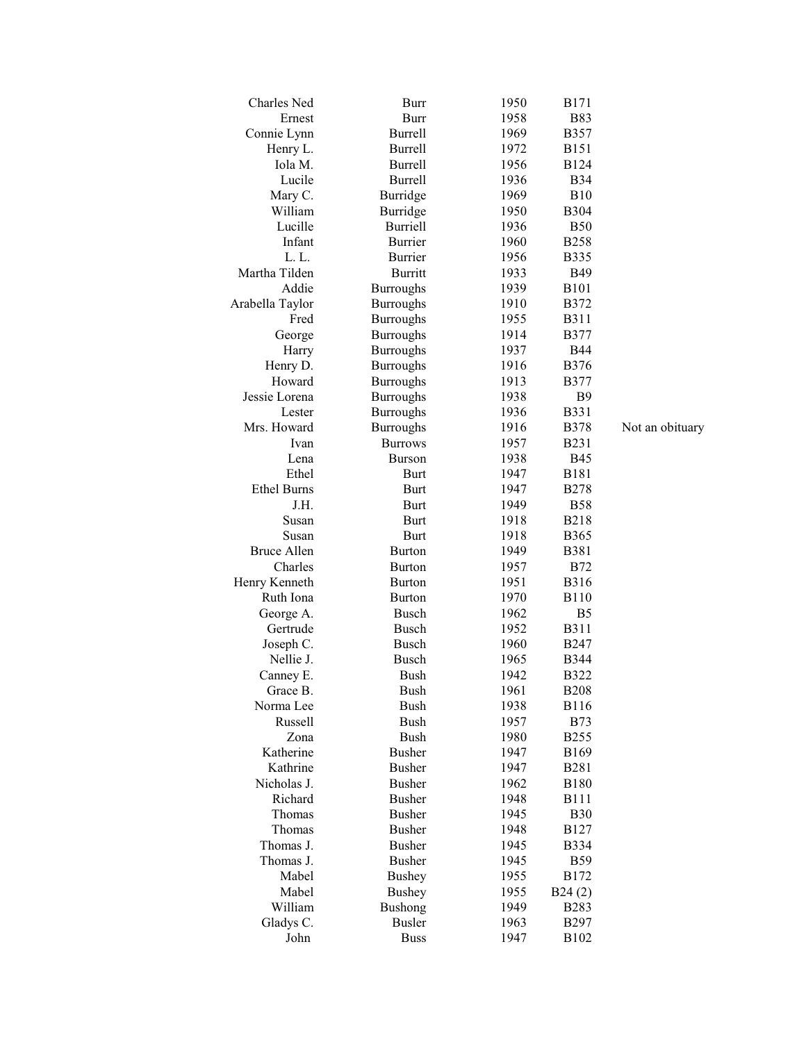| | | | | |
|---|---|---|---|---|
| Charles Ned | Burr | 1950 | B171 | |
| Ernest | Burr | 1958 | B83 | |
| Connie Lynn | Burrell | 1969 | B357 | |
| Henry L. | Burrell | 1972 | B151 | |
| Iola M. | Burrell | 1956 | B124 | |
| Lucile | Burrell | 1936 | B34 | |
| Mary C. | Burridge | 1969 | B10 | |
| William | Burridge | 1950 | B304 | |
| Lucille | Burriell | 1936 | B50 | |
| Infant | Burrier | 1960 | B258 | |
| L. L. | Burrier | 1956 | B335 | |
| Martha Tilden | Burritt | 1933 | B49 | |
| Addie | Burroughs | 1939 | B101 | |
| Arabella Taylor | Burroughs | 1910 | B372 | |
| Fred | Burroughs | 1955 | B311 | |
| George | Burroughs | 1914 | B377 | |
| Harry | Burroughs | 1937 | B44 | |
| Henry D. | Burroughs | 1916 | B376 | |
| Howard | Burroughs | 1913 | B377 | |
| Jessie Lorena | Burroughs | 1938 | B9 | |
| Lester | Burroughs | 1936 | B331 | |
| Mrs. Howard | Burroughs | 1916 | B378 | Not an obituary |
| Ivan | Burrows | 1957 | B231 | |
| Lena | Burson | 1938 | B45 | |
| Ethel | Burt | 1947 | B181 | |
| Ethel Burns | Burt | 1947 | B278 | |
| J.H. | Burt | 1949 | B58 | |
| Susan | Burt | 1918 | B218 | |
| Susan | Burt | 1918 | B365 | |
| Bruce Allen | Burton | 1949 | B381 | |
| Charles | Burton | 1957 | B72 | |
| Henry Kenneth | Burton | 1951 | B316 | |
| Ruth Iona | Burton | 1970 | B110 | |
| George A. | Busch | 1962 | B5 | |
| Gertrude | Busch | 1952 | B311 | |
| Joseph C. | Busch | 1960 | B247 | |
| Nellie J. | Busch | 1965 | B344 | |
| Canney E. | Bush | 1942 | B322 | |
| Grace B. | Bush | 1961 | B208 | |
| Norma Lee | Bush | 1938 | B116 | |
| Russell | Bush | 1957 | B73 | |
| Zona | Bush | 1980 | B255 | |
| Katherine | Busher | 1947 | B169 | |
| Kathrine | Busher | 1947 | B281 | |
| Nicholas J. | Busher | 1962 | B180 | |
| Richard | Busher | 1948 | B111 | |
| Thomas | Busher | 1945 | B30 | |
| Thomas | Busher | 1948 | B127 | |
| Thomas J. | Busher | 1945 | B334 | |
| Thomas J. | Busher | 1945 | B59 | |
| Mabel | Bushey | 1955 | B172 | |
| Mabel | Bushey | 1955 | B24 (2) | |
| William | Bushong | 1949 | B283 | |
| Gladys C. | Busler | 1963 | B297 | |
| John | Buss | 1947 | B102 | |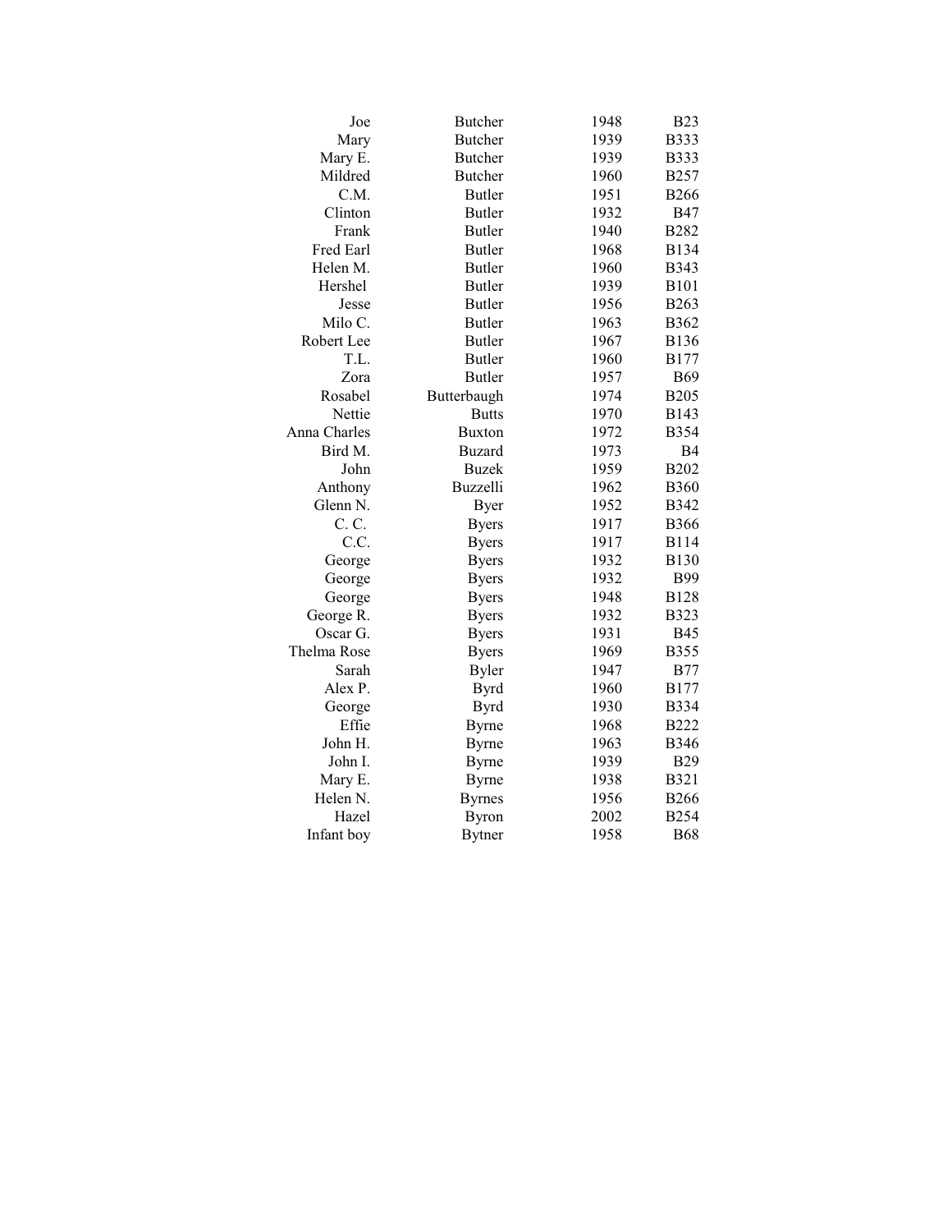| | | | |
|---|---|---|---|
| Joe | Butcher | 1948 | B23 |
| Mary | Butcher | 1939 | B333 |
| Mary E. | Butcher | 1939 | B333 |
| Mildred | Butcher | 1960 | B257 |
| C.M. | Butler | 1951 | B266 |
| Clinton | Butler | 1932 | B47 |
| Frank | Butler | 1940 | B282 |
| Fred Earl | Butler | 1968 | B134 |
| Helen M. | Butler | 1960 | B343 |
| Hershel | Butler | 1939 | B101 |
| Jesse | Butler | 1956 | B263 |
| Milo C. | Butler | 1963 | B362 |
| Robert Lee | Butler | 1967 | B136 |
| T.L. | Butler | 1960 | B177 |
| Zora | Butler | 1957 | B69 |
| Rosabel | Butterbaugh | 1974 | B205 |
| Nettie | Butts | 1970 | B143 |
| Anna Charles | Buxton | 1972 | B354 |
| Bird M. | Buzard | 1973 | B4 |
| John | Buzek | 1959 | B202 |
| Anthony | Buzzelli | 1962 | B360 |
| Glenn N. | Byer | 1952 | B342 |
| C. C. | Byers | 1917 | B366 |
| C.C. | Byers | 1917 | B114 |
| George | Byers | 1932 | B130 |
| George | Byers | 1932 | B99 |
| George | Byers | 1948 | B128 |
| George R. | Byers | 1932 | B323 |
| Oscar G. | Byers | 1931 | B45 |
| Thelma Rose | Byers | 1969 | B355 |
| Sarah | Byler | 1947 | B77 |
| Alex P. | Byrd | 1960 | B177 |
| George | Byrd | 1930 | B334 |
| Effie | Byrne | 1968 | B222 |
| John H. | Byrne | 1963 | B346 |
| John I. | Byrne | 1939 | B29 |
| Mary E. | Byrne | 1938 | B321 |
| Helen N. | Byrnes | 1956 | B266 |
| Hazel | Byron | 2002 | B254 |
| Infant boy | Bytner | 1958 | B68 |